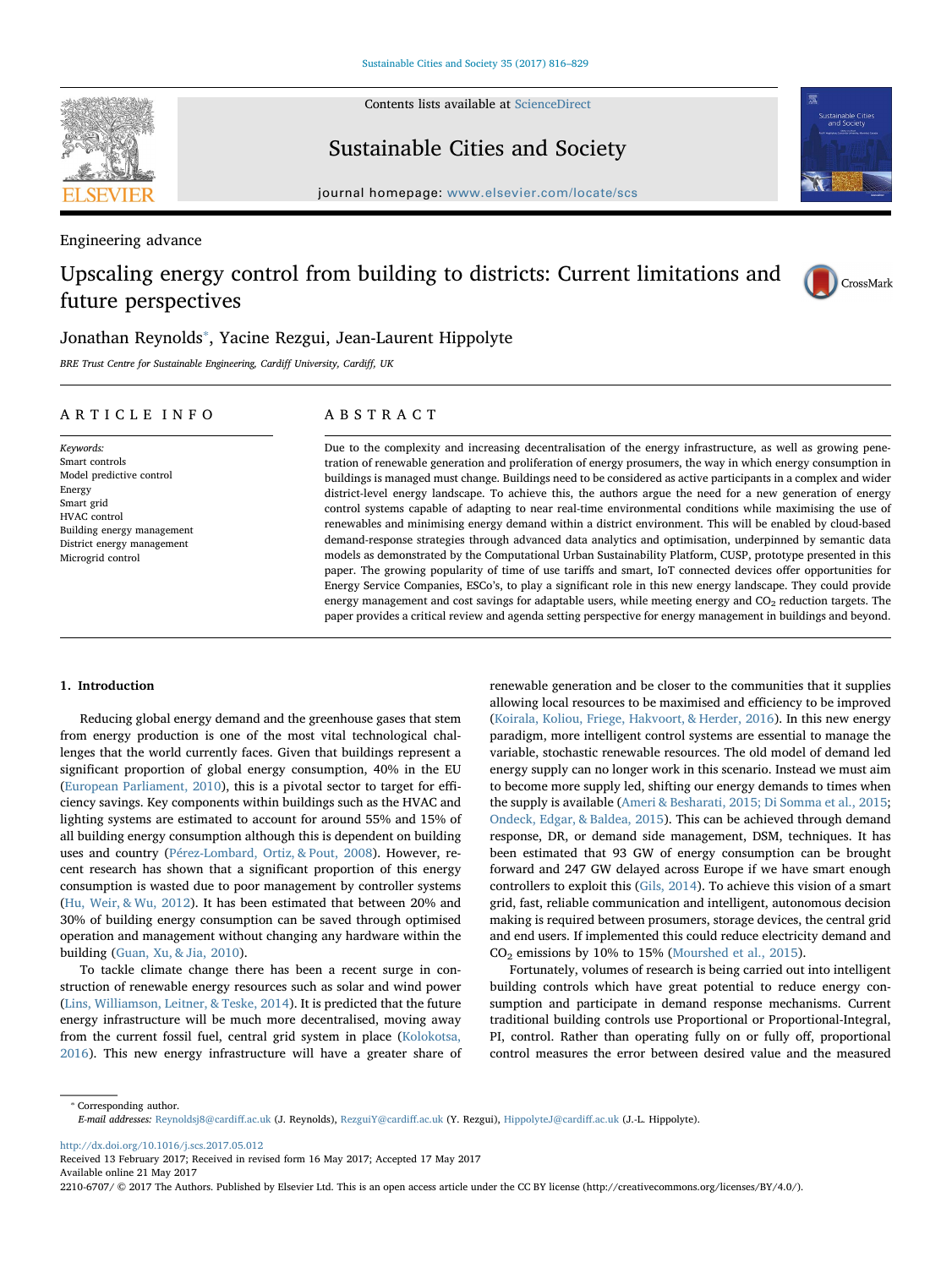Engineering advance

# Upscaling energy control from building to districts: Current limitations and future perspectives

Jonathan Reynolds*, Yacine Rezgui, Jean-Laurent Hippolyte

*BRE Trust Centre for Sustainable Engineering, Cardiff University, Cardiff, UK*

## ARTICLE INFO

*Keywords:*
Smart controls
Model predictive control
Energy
Smart grid
HVAC control
Building energy management
District energy management
Microgrid control

## ABSTRACT

Due to the complexity and increasing decentralisation of the energy infrastructure, as well as growing penetration of renewable generation and proliferation of energy prosumers, the way in which energy consumption in buildings is managed must change. Buildings need to be considered as active participants in a complex and wider district-level energy landscape. To achieve this, the authors argue the need for a new generation of energy control systems capable of adapting to near real-time environmental conditions while maximising the use of renewables and minimising energy demand within a district environment. This will be enabled by cloud-based demand-response strategies through advanced data analytics and optimisation, underpinned by semantic data models as demonstrated by the Computational Urban Sustainability Platform, CUSP, prototype presented in this paper. The growing popularity of time of use tariffs and smart, IoT connected devices offer opportunities for Energy Service Companies, ESCo's, to play a significant role in this new energy landscape. They could provide energy management and cost savings for adaptable users, while meeting energy and $CO_2$ reduction targets. The paper provides a critical review and agenda setting perspective for energy management in buildings and beyond.

## 1. Introduction

Reducing global energy demand and the greenhouse gases that stem from energy production is one of the most vital technological challenges that the world currently faces. Given that buildings represent a significant proportion of global energy consumption, 40% in the EU (European Parliament, 2010), this is a pivotal sector to target for efficiency savings. Key components within buildings such as the HVAC and lighting systems are estimated to account for around 55% and 15% of all building energy consumption although this is dependent on building uses and country (Pérez-Lombard, Ortiz, & Pout, 2008). However, recent research has shown that a significant proportion of this energy consumption is wasted due to poor management by controller systems (Hu, Weir, & Wu, 2012). It has been estimated that between 20% and 30% of building energy consumption can be saved through optimised operation and management without changing any hardware within the building (Guan, Xu, & Jia, 2010).

To tackle climate change there has been a recent surge in construction of renewable energy resources such as solar and wind power (Lins, Williamson, Leitner, & Teske, 2014). It is predicted that the future energy infrastructure will be much more decentralised, moving away from the current fossil fuel, central grid system in place (Kolokotsa, 2016). This new energy infrastructure will have a greater share of renewable generation and be closer to the communities that it supplies allowing local resources to be maximised and efficiency to be improved (Koirala, Koliou, Friege, Hakvoort, & Herder, 2016). In this new energy paradigm, more intelligent control systems are essential to manage the variable, stochastic renewable resources. The old model of demand led energy supply can no longer work in this scenario. Instead we must aim to become more supply led, shifting our energy demands to times when the supply is available (Ameri & Besharati, 2015; Di Somma et al., 2015; Ondeck, Edgar, & Baldea, 2015). This can be achieved through demand response, DR, or demand side management, DSM, techniques. It has been estimated that 93 GW of energy consumption can be brought forward and 247 GW delayed across Europe if we have smart enough controllers to exploit this (Gils, 2014). To achieve this vision of a smart grid, fast, reliable communication and intelligent, autonomous decision making is required between prosumers, storage devices, the central grid and end users. If implemented this could reduce electricity demand and $CO_2$ emissions by 10% to 15% (Mourshed et al., 2015).

Fortunately, volumes of research is being carried out into intelligent building controls which have great potential to reduce energy consumption and participate in demand response mechanisms. Current traditional building controls use Proportional or Proportional-Integral, PI, control. Rather than operating fully on or fully off, proportional control measures the error between desired value and the measured

* Corresponding author.
*E-mail addresses:* Reynoldsj8@cardiff.ac.uk (J. Reynolds), RezguiY@cardiff.ac.uk (Y. Rezgui), HippolyteJ@cardiff.ac.uk (J.-L. Hippolyte).

http://dx.doi.org/10.1016/j.scs.2017.05.012
Received 13 February 2017; Received in revised form 16 May 2017; Accepted 17 May 2017
Available online 21 May 2017
2210-6707/ © 2017 The Authors. Published by Elsevier Ltd. This is an open access article under the CC BY license (http://creativecommons.org/licenses/BY/4.0/).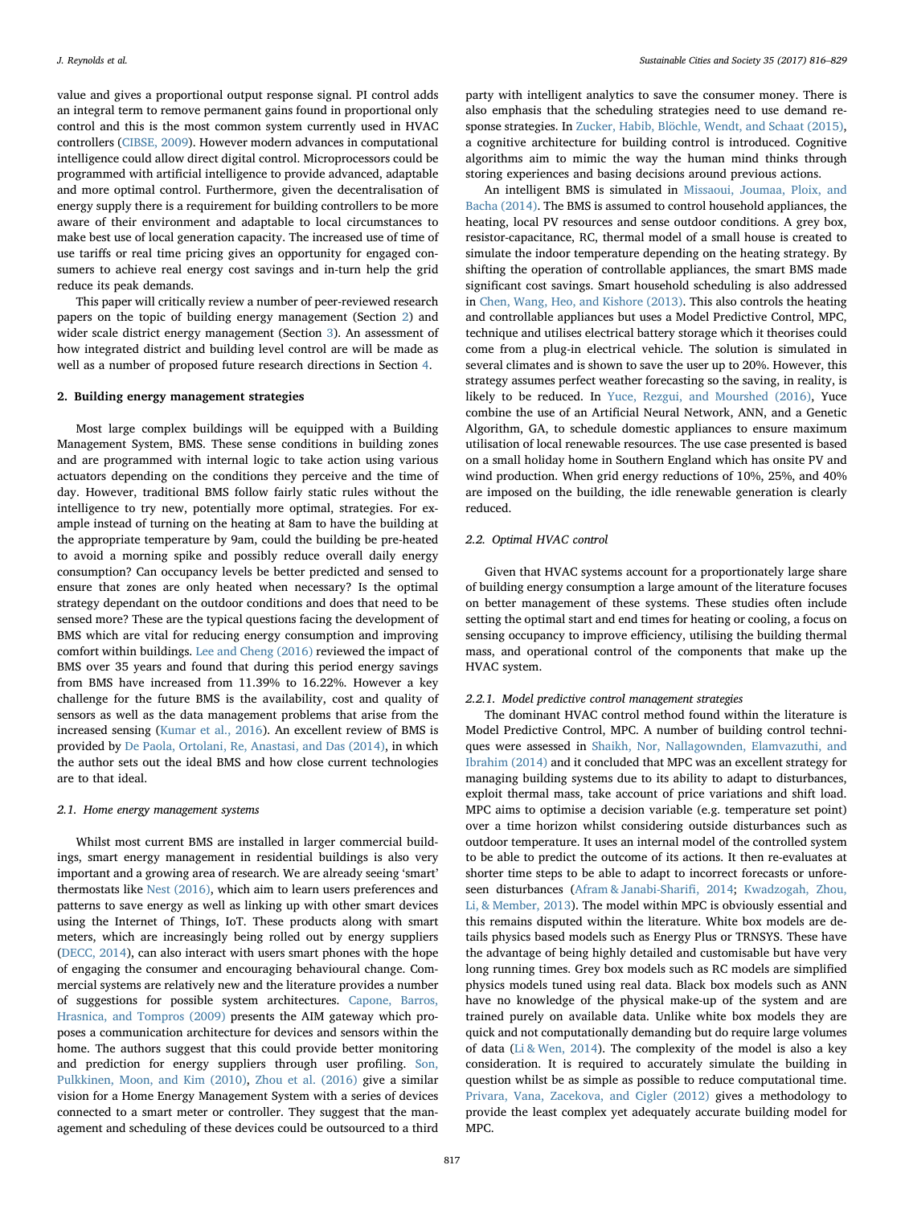value and gives a proportional output response signal. PI control adds an integral term to remove permanent gains found in proportional only control and this is the most common system currently used in HVAC controllers (CIBSE, 2009). However modern advances in computational intelligence could allow direct digital control. Microprocessors could be programmed with artificial intelligence to provide advanced, adaptable and more optimal control. Furthermore, given the decentralisation of energy supply there is a requirement for building controllers to be more aware of their environment and adaptable to local circumstances to make best use of local generation capacity. The increased use of time of use tariffs or real time pricing gives an opportunity for engaged consumers to achieve real energy cost savings and in-turn help the grid reduce its peak demands.

This paper will critically review a number of peer-reviewed research papers on the topic of building energy management (Section 2) and wider scale district energy management (Section 3). An assessment of how integrated district and building level control are will be made as well as a number of proposed future research directions in Section 4.

## 2. Building energy management strategies

Most large complex buildings will be equipped with a Building Management System, BMS. These sense conditions in building zones and are programmed with internal logic to take action using various actuators depending on the conditions they perceive and the time of day. However, traditional BMS follow fairly static rules without the intelligence to try new, potentially more optimal, strategies. For example instead of turning on the heating at 8am to have the building at the appropriate temperature by 9am, could the building be pre-heated to avoid a morning spike and possibly reduce overall daily energy consumption? Can occupancy levels be better predicted and sensed to ensure that zones are only heated when necessary? Is the optimal strategy dependant on the outdoor conditions and does that need to be sensed more? These are the typical questions facing the development of BMS which are vital for reducing energy consumption and improving comfort within buildings. Lee and Cheng (2016) reviewed the impact of BMS over 35 years and found that during this period energy savings from BMS have increased from 11.39% to 16.22%. However a key challenge for the future BMS is the availability, cost and quality of sensors as well as the data management problems that arise from the increased sensing (Kumar et al., 2016). An excellent review of BMS is provided by De Paola, Ortolani, Re, Anastasi, and Das (2014), in which the author sets out the ideal BMS and how close current technologies are to that ideal.

### 2.1. Home energy management systems

Whilst most current BMS are installed in larger commercial buildings, smart energy management in residential buildings is also very important and a growing area of research. We are already seeing 'smart' thermostats like Nest (2016), which aim to learn users preferences and patterns to save energy as well as linking up with other smart devices using the Internet of Things, IoT. These products along with smart meters, which are increasingly being rolled out by energy suppliers (DECC, 2014), can also interact with users smart phones with the hope of engaging the consumer and encouraging behavioural change. Commercial systems are relatively new and the literature provides a number of suggestions for possible system architectures. Capone, Barros, Hrasnica, and Tompros (2009) presents the AIM gateway which proposes a communication architecture for devices and sensors within the home. The authors suggest that this could provide better monitoring and prediction for energy suppliers through user profiling. Son, Pulkkinen, Moon, and Kim (2010), Zhou et al. (2016) give a similar vision for a Home Energy Management System with a series of devices connected to a smart meter or controller. They suggest that the management and scheduling of these devices could be outsourced to a third party with intelligent analytics to save the consumer money. There is also emphasis that the scheduling strategies need to use demand response strategies. In Zucker, Habib, Blöchle, Wendt, and Schaat (2015), a cognitive architecture for building control is introduced. Cognitive algorithms aim to mimic the way the human mind thinks through storing experiences and basing decisions around previous actions.

An intelligent BMS is simulated in Missaoui, Joumaa, Ploix, and Bacha (2014). The BMS is assumed to control household appliances, the heating, local PV resources and sense outdoor conditions. A grey box, resistor-capacitance, RC, thermal model of a small house is created to simulate the indoor temperature depending on the heating strategy. By shifting the operation of controllable appliances, the smart BMS made significant cost savings. Smart household scheduling is also addressed in Chen, Wang, Heo, and Kishore (2013). This also controls the heating and controllable appliances but uses a Model Predictive Control, MPC, technique and utilises electrical battery storage which it theorises could come from a plug-in electrical vehicle. The solution is simulated in several climates and is shown to save the user up to 20%. However, this strategy assumes perfect weather forecasting so the saving, in reality, is likely to be reduced. In Yuce, Rezgui, and Mourshed (2016), Yuce combine the use of an Artificial Neural Network, ANN, and a Genetic Algorithm, GA, to schedule domestic appliances to ensure maximum utilisation of local renewable resources. The use case presented is based on a small holiday home in Southern England which has onsite PV and wind production. When grid energy reductions of 10%, 25%, and 40% are imposed on the building, the idle renewable generation is clearly reduced.

### 2.2. Optimal HVAC control

Given that HVAC systems account for a proportionately large share of building energy consumption a large amount of the literature focuses on better management of these systems. These studies often include setting the optimal start and end times for heating or cooling, a focus on sensing occupancy to improve efficiency, utilising the building thermal mass, and operational control of the components that make up the HVAC system.

#### 2.2.1. Model predictive control management strategies

The dominant HVAC control method found within the literature is Model Predictive Control, MPC. A number of building control techniques were assessed in Shaikh, Nor, Nallagownden, Elamvazuthi, and Ibrahim (2014) and it concluded that MPC was an excellent strategy for managing building systems due to its ability to adapt to disturbances, exploit thermal mass, take account of price variations and shift load. MPC aims to optimise a decision variable (e.g. temperature set point) over a time horizon whilst considering outside disturbances such as outdoor temperature. It uses an internal model of the controlled system to be able to predict the outcome of its actions. It then re-evaluates at shorter time steps to be able to adapt to incorrect forecasts or unforeseen disturbances (Afram & Janabi-Sharifi, 2014; Kwadzogah, Zhou, Li, & Member, 2013). The model within MPC is obviously essential and this remains disputed within the literature. White box models are details physics based models such as Energy Plus or TRNSYS. These have the advantage of being highly detailed and customisable but have very long running times. Grey box models such as RC models are simplified physics models tuned using real data. Black box models such as ANN have no knowledge of the physical make-up of the system and are trained purely on available data. Unlike white box models they are quick and not computationally demanding but do require large volumes of data (Li & Wen, 2014). The complexity of the model is also a key consideration. It is required to accurately simulate the building in question whilst be as simple as possible to reduce computational time. Privara, Vana, Zacekova, and Cigler (2012) gives a methodology to provide the least complex yet adequately accurate building model for MPC.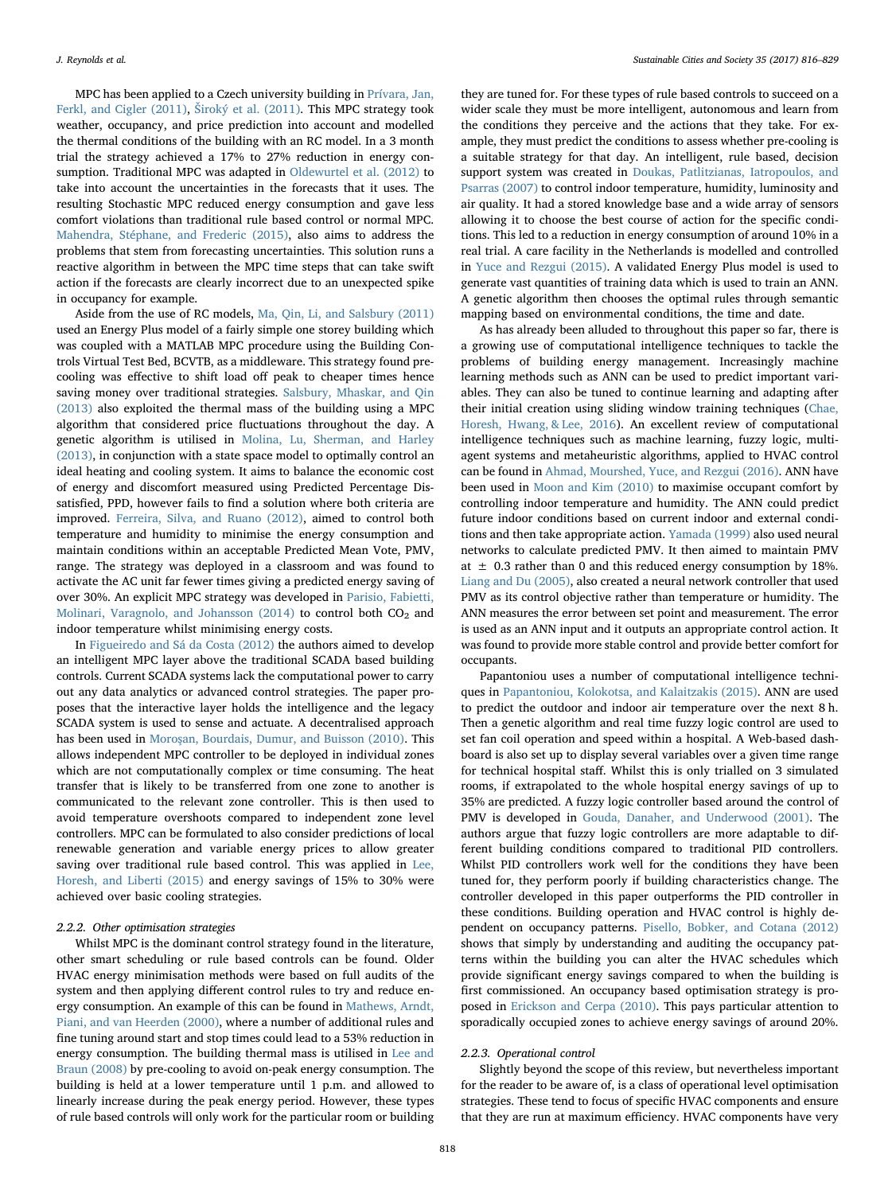MPC has been applied to a Czech university building in Prívara, Jan, Ferkl, and Cigler (2011), Široký et al. (2011). This MPC strategy took weather, occupancy, and price prediction into account and modelled the thermal conditions of the building with an RC model. In a 3 month trial the strategy achieved a 17% to 27% reduction in energy consumption. Traditional MPC was adapted in Oldewurtel et al. (2012) to take into account the uncertainties in the forecasts that it uses. The resulting Stochastic MPC reduced energy consumption and gave less comfort violations than traditional rule based control or normal MPC. Mahendra, Stéphane, and Frederic (2015), also aims to address the problems that stem from forecasting uncertainties. This solution runs a reactive algorithm in between the MPC time steps that can take swift action if the forecasts are clearly incorrect due to an unexpected spike in occupancy for example.

Aside from the use of RC models, Ma, Qin, Li, and Salsbury (2011) used an Energy Plus model of a fairly simple one storey building which was coupled with a MATLAB MPC procedure using the Building Controls Virtual Test Bed, BCVTB, as a middleware. This strategy found pre-cooling was effective to shift load off peak to cheaper times hence saving money over traditional strategies. Salsbury, Mhaskar, and Qin (2013) also exploited the thermal mass of the building using a MPC algorithm that considered price fluctuations throughout the day. A genetic algorithm is utilised in Molina, Lu, Sherman, and Harley (2013), in conjunction with a state space model to optimally control an ideal heating and cooling system. It aims to balance the economic cost of energy and discomfort measured using Predicted Percentage Dissatisfied, PPD, however fails to find a solution where both criteria are improved. Ferreira, Silva, and Ruano (2012), aimed to control both temperature and humidity to minimise the energy consumption and maintain conditions within an acceptable Predicted Mean Vote, PMV, range. The strategy was deployed in a classroom and was found to activate the AC unit far fewer times giving a predicted energy saving of over 30%. An explicit MPC strategy was developed in Parisio, Fabietti, Molinari, Varagnolo, and Johansson (2014) to control both $CO_2$ and indoor temperature whilst minimising energy costs.

In Figueiredo and Sá da Costa (2012) the authors aimed to develop an intelligent MPC layer above the traditional SCADA based building controls. Current SCADA systems lack the computational power to carry out any data analytics or advanced control strategies. The paper proposes that the interactive layer holds the intelligence and the legacy SCADA system is used to sense and actuate. A decentralised approach has been used in Moroşan, Bourdais, Dumur, and Buisson (2010). This allows independent MPC controller to be deployed in individual zones which are not computationally complex or time consuming. The heat transfer that is likely to be transferred from one zone to another is communicated to the relevant zone controller. This is then used to avoid temperature overshoots compared to independent zone level controllers. MPC can be formulated to also consider predictions of local renewable generation and variable energy prices to allow greater saving over traditional rule based control. This was applied in Lee, Horesh, and Liberti (2015) and energy savings of 15% to 30% were achieved over basic cooling strategies.

#### 2.2.2. Other optimisation strategies

Whilst MPC is the dominant control strategy found in the literature, other smart scheduling or rule based controls can be found. Older HVAC energy minimisation methods were based on full audits of the system and then applying different control rules to try and reduce energy consumption. An example of this can be found in Mathews, Arndt, Piani, and van Heerden (2000), where a number of additional rules and fine tuning around start and stop times could lead to a 53% reduction in energy consumption. The building thermal mass is utilised in Lee and Braun (2008) by pre-cooling to avoid on-peak energy consumption. The building is held at a lower temperature until 1 p.m. and allowed to linearly increase during the peak energy period. However, these types of rule based controls will only work for the particular room or building they are tuned for. For these types of rule based controls to succeed on a wider scale they must be more intelligent, autonomous and learn from the conditions they perceive and the actions that they take. For example, they must predict the conditions to assess whether pre-cooling is a suitable strategy for that day. An intelligent, rule based, decision support system was created in Doukas, Patlitzianas, Iatropoulos, and Psarras (2007) to control indoor temperature, humidity, luminosity and air quality. It had a stored knowledge base and a wide array of sensors allowing it to choose the best course of action for the specific conditions. This led to a reduction in energy consumption of around 10% in a real trial. A care facility in the Netherlands is modelled and controlled in Yuce and Rezgui (2015). A validated Energy Plus model is used to generate vast quantities of training data which is used to train an ANN. A genetic algorithm then chooses the optimal rules through semantic mapping based on environmental conditions, the time and date.

As has already been alluded to throughout this paper so far, there is a growing use of computational intelligence techniques to tackle the problems of building energy management. Increasingly machine learning methods such as ANN can be used to predict important variables. They can also be tuned to continue learning and adapting after their initial creation using sliding window training techniques (Chae, Horesh, Hwang, & Lee, 2016). An excellent review of computational intelligence techniques such as machine learning, fuzzy logic, multi-agent systems and metaheuristic algorithms, applied to HVAC control can be found in Ahmad, Mourshed, Yuce, and Rezgui (2016). ANN have been used in Moon and Kim (2010) to maximise occupant comfort by controlling indoor temperature and humidity. The ANN could predict future indoor conditions based on current indoor and external conditions and then take appropriate action. Yamada (1999) also used neural networks to calculate predicted PMV. It then aimed to maintain PMV at $\pm$ 0.3 rather than 0 and this reduced energy consumption by 18%. Liang and Du (2005), also created a neural network controller that used PMV as its control objective rather than temperature or humidity. The ANN measures the error between set point and measurement. The error is used as an ANN input and it outputs an appropriate control action. It was found to provide more stable control and provide better comfort for occupants.

Papantoniou uses a number of computational intelligence techniques in Papantoniou, Kolokotsa, and Kalaitzakis (2015). ANN are used to predict the outdoor and indoor air temperature over the next 8 h. Then a genetic algorithm and real time fuzzy logic control are used to set fan coil operation and speed within a hospital. A Web-based dashboard is also set up to display several variables over a given time range for technical hospital staff. Whilst this is only trialled on 3 simulated rooms, if extrapolated to the whole hospital energy savings of up to 35% are predicted. A fuzzy logic controller based around the control of PMV is developed in Gouda, Danaher, and Underwood (2001). The authors argue that fuzzy logic controllers are more adaptable to different building conditions compared to traditional PID controllers. Whilst PID controllers work well for the conditions they have been tuned for, they perform poorly if building characteristics change. The controller developed in this paper outperforms the PID controller in these conditions. Building operation and HVAC control is highly dependent on occupancy patterns. Pisello, Bobker, and Cotana (2012) shows that simply by understanding and auditing the occupancy patterns within the building you can alter the HVAC schedules which provide significant energy savings compared to when the building is first commissioned. An occupancy based optimisation strategy is proposed in Erickson and Cerpa (2010). This pays particular attention to sporadically occupied zones to achieve energy savings of around 20%.

#### 2.2.3. Operational control

Slightly beyond the scope of this review, but nevertheless important for the reader to be aware of, is a class of operational level optimisation strategies. These tend to focus of specific HVAC components and ensure that they are run at maximum efficiency. HVAC components have very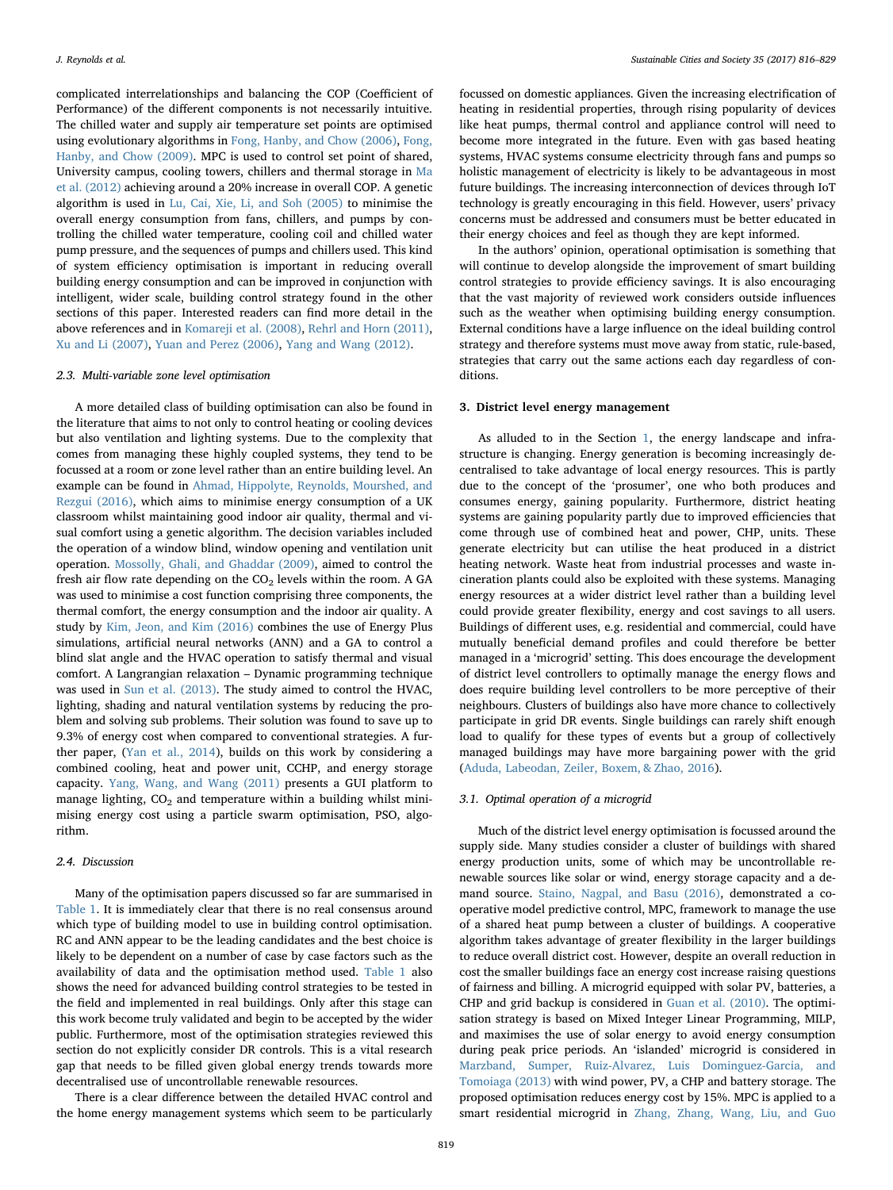complicated interrelationships and balancing the COP (Coefficient of Performance) of the different components is not necessarily intuitive. The chilled water and supply air temperature set points are optimised using evolutionary algorithms in Fong, Hanby, and Chow (2006), Fong, Hanby, and Chow (2009). MPC is used to control set point of shared, University campus, cooling towers, chillers and thermal storage in Ma et al. (2012) achieving around a 20% increase in overall COP. A genetic algorithm is used in Lu, Cai, Xie, Li, and Soh (2005) to minimise the overall energy consumption from fans, chillers, and pumps by controlling the chilled water temperature, cooling coil and chilled water pump pressure, and the sequences of pumps and chillers used. This kind of system efficiency optimisation is important in reducing overall building energy consumption and can be improved in conjunction with intelligent, wider scale, building control strategy found in the other sections of this paper. Interested readers can find more detail in the above references and in Komareji et al. (2008), Rehrl and Horn (2011), Xu and Li (2007), Yuan and Perez (2006), Yang and Wang (2012).

### 2.3. Multi-variable zone level optimisation

A more detailed class of building optimisation can also be found in the literature that aims to not only to control heating or cooling devices but also ventilation and lighting systems. Due to the complexity that comes from managing these highly coupled systems, they tend to be focussed at a room or zone level rather than an entire building level. An example can be found in Ahmad, Hippolyte, Reynolds, Mourshed, and Rezgui (2016), which aims to minimise energy consumption of a UK classroom whilst maintaining good indoor air quality, thermal and visual comfort using a genetic algorithm. The decision variables included the operation of a window blind, window opening and ventilation unit operation. Mossolly, Ghali, and Ghaddar (2009), aimed to control the fresh air flow rate depending on the $CO_2$ levels within the room. A GA was used to minimise a cost function comprising three components, the thermal comfort, the energy consumption and the indoor air quality. A study by Kim, Jeon, and Kim (2016) combines the use of Energy Plus simulations, artificial neural networks (ANN) and a GA to control a blind slat angle and the HVAC operation to satisfy thermal and visual comfort. A Langrangian relaxation – Dynamic programming technique was used in Sun et al. (2013). The study aimed to control the HVAC, lighting, shading and natural ventilation systems by reducing the problem and solving sub problems. Their solution was found to save up to 9.3% of energy cost when compared to conventional strategies. A further paper, (Yan et al., 2014), builds on this work by considering a combined cooling, heat and power unit, CCHP, and energy storage capacity. Yang, Wang, and Wang (2011) presents a GUI platform to manage lighting, $CO_2$ and temperature within a building whilst minimising energy cost using a particle swarm optimisation, PSO, algorithm.

### 2.4. Discussion

Many of the optimisation papers discussed so far are summarised in Table 1. It is immediately clear that there is no real consensus around which type of building model to use in building control optimisation. RC and ANN appear to be the leading candidates and the best choice is likely to be dependent on a number of case by case factors such as the availability of data and the optimisation method used. Table 1 also shows the need for advanced building control strategies to be tested in the field and implemented in real buildings. Only after this stage can this work become truly validated and begin to be accepted by the wider public. Furthermore, most of the optimisation strategies reviewed this section do not explicitly consider DR controls. This is a vital research gap that needs to be filled given global energy trends towards more decentralised use of uncontrollable renewable resources.

There is a clear difference between the detailed HVAC control and the home energy management systems which seem to be particularly focussed on domestic appliances. Given the increasing electrification of heating in residential properties, through rising popularity of devices like heat pumps, thermal control and appliance control will need to become more integrated in the future. Even with gas based heating systems, HVAC systems consume electricity through fans and pumps so holistic management of electricity is likely to be advantageous in most future buildings. The increasing interconnection of devices through IoT technology is greatly encouraging in this field. However, users' privacy concerns must be addressed and consumers must be better educated in their energy choices and feel as though they are kept informed.

In the authors' opinion, operational optimisation is something that will continue to develop alongside the improvement of smart building control strategies to provide efficiency savings. It is also encouraging that the vast majority of reviewed work considers outside influences such as the weather when optimising building energy consumption. External conditions have a large influence on the ideal building control strategy and therefore systems must move away from static, rule-based, strategies that carry out the same actions each day regardless of conditions.

## 3. District level energy management

As alluded to in the Section 1, the energy landscape and infrastructure is changing. Energy generation is becoming increasingly decentralised to take advantage of local energy resources. This is partly due to the concept of the 'prosumer', one who both produces and consumes energy, gaining popularity. Furthermore, district heating systems are gaining popularity partly due to improved efficiencies that come through use of combined heat and power, CHP, units. These generate electricity but can utilise the heat produced in a district heating network. Waste heat from industrial processes and waste incineration plants could also be exploited with these systems. Managing energy resources at a wider district level rather than a building level could provide greater flexibility, energy and cost savings to all users. Buildings of different uses, e.g. residential and commercial, could have mutually beneficial demand profiles and could therefore be better managed in a 'microgrid' setting. This does encourage the development of district level controllers to optimally manage the energy flows and does require building level controllers to be more perceptive of their neighbours. Clusters of buildings also have more chance to collectively participate in grid DR events. Single buildings can rarely shift enough load to qualify for these types of events but a group of collectively managed buildings may have more bargaining power with the grid (Aduda, Labeodan, Zeiler, Boxem, & Zhao, 2016).

### 3.1. Optimal operation of a microgrid

Much of the district level energy optimisation is focussed around the supply side. Many studies consider a cluster of buildings with shared energy production units, some of which may be uncontrollable renewable sources like solar or wind, energy storage capacity and a demand source. Staino, Nagpal, and Basu (2016), demonstrated a cooperative model predictive control, MPC, framework to manage the use of a shared heat pump between a cluster of buildings. A cooperative algorithm takes advantage of greater flexibility in the larger buildings to reduce overall district cost. However, despite an overall reduction in cost the smaller buildings face an energy cost increase raising questions of fairness and billing. A microgrid equipped with solar PV, batteries, a CHP and grid backup is considered in Guan et al. (2010). The optimisation strategy is based on Mixed Integer Linear Programming, MILP, and maximises the use of solar energy to avoid energy consumption during peak price periods. An 'islanded' microgrid is considered in Marzband, Sumper, Ruiz-Alvarez, Luis Dominguez-Garcia, and Tomoiaga (2013) with wind power, PV, a CHP and battery storage. The proposed optimisation reduces energy cost by 15%. MPC is applied to a smart residential microgrid in Zhang, Zhang, Wang, Liu, and Guo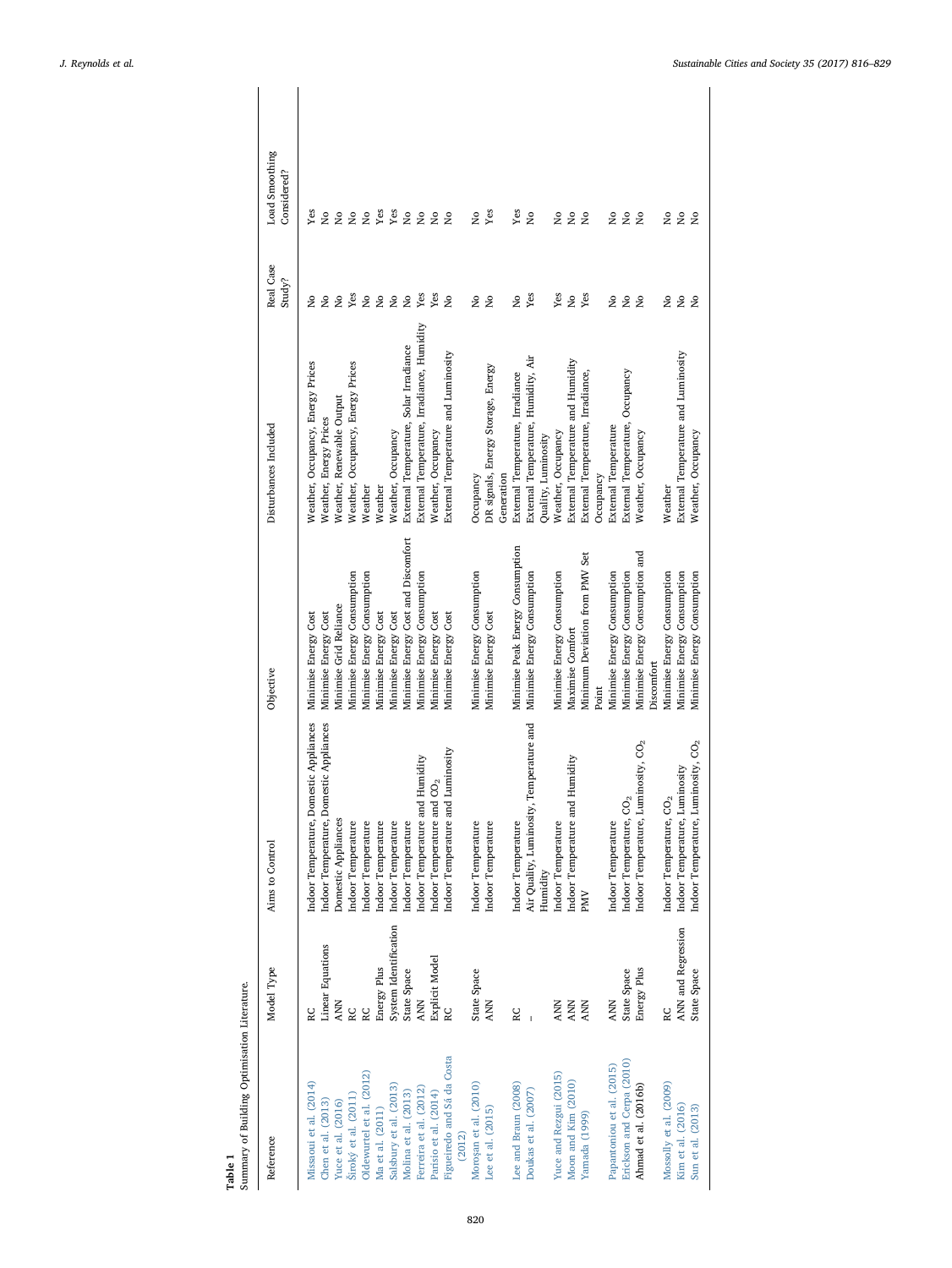**Table 1**
Summary of Building Optimisation Literature.

| Reference | Model Type | Aims to Control | Objective | Disturbances Included | Real Case Study? | Load Smoothing Considered? |
|---|---|---|---|---|---|---|
| Missaoui et al. (2014) | RC | Indoor Temperature, Domestic Appliances | Minimise Energy Cost | Weather, Occupancy, Energy Prices | No | Yes |
| Chen et al. (2013) | Linear Equations | Indoor Temperature, Domestic Appliances | Minimise Energy Cost | Weather, Energy Prices | No | No |
| Yuce et al. (2016) | ANN | Domestic Appliances | Minimise Grid Reliance | Weather, Renewable Output | No | No |
| Široký et al. (2011) | RC | Indoor Temperature | Minimise Energy Consumption | Weather, Occupancy, Energy Prices | Yes | No |
| Oldewurtel et al. (2012) | RC | Indoor Temperature | Minimise Energy Consumption | Weather | No | No |
| Ma et al. (2011) | Energy Plus | Indoor Temperature | Minimise Energy Cost | Weather | No | Yes |
| Salsbury et al. (2013) | System Identification | Indoor Temperature | Minimise Energy Cost | Weather, Occupancy | No | Yes |
| Molina et al. (2013) | State Space | Indoor Temperature | Minimise Energy Cost and Discomfort | External Temperature, Solar Irradiance | No | No |
| Ferreira et al. (2012) | ANN | Indoor Temperature and Humidity | Minimise Energy Consumption | External Temperature, Irradiance, Humidity | Yes | No |
| Parisio et al. (2014) | Explicit Model | Indoor Temperature and $CO_2$ | Minimise Energy Cost | Weather, Occupancy | Yes | No |
| Figueiredo and Sá da Costa (2012) | RC | Indoor Temperature and Luminosity | Minimise Energy Cost | External Temperature and Luminosity | No | No |
| Moroşan et al. (2010) | State Space | Indoor Temperature | Minimise Energy Consumption | Occupancy | No | No |
| Lee et al. (2015) | ANN | Indoor Temperature | Minimise Energy Cost | DR signals, Energy Storage, Energy Generation | No | Yes |
| Lee and Braun (2008) | RC | Indoor Temperature | Minimise Peak Energy Consumption | External Temperature, Irradiance | No | Yes |
| Doukas et al. (2007) | – | Air Quality, Luminosity, Temperature and Humidity | Minimise Energy Consumption | External Temperature, Humidity, Air Quality, Luminosity | Yes | No |
| Yuce and Rezgui (2015) | ANN | Indoor Temperature | Minimise Energy Consumption | Weather, Occupancy | Yes | No |
| Moon and Kim (2010) | ANN | Indoor Temperature and Humidity | Maximise Comfort | External Temperature and Humidity | No | No |
| Yamada (1999) | ANN | PMV | Minimum Deviation from PMV Set Point | External Temperature, Irradiance, Occupancy | Yes | No |
| Papantoniou et al. (2015) | ANN | Indoor Temperature | Minimise Energy Consumption | External Temperature | No | No |
| Erickson and Cerpa (2010) | State Space | Indoor Temperature, $CO_2$ | Minimise Energy Consumption | External Temperature, Occupancy | No | No |
| Ahmad et al. (2016b) | Energy Plus | Indoor Temperature, Luminosity, $CO_2$ | Minimise Energy Consumption and Discomfort | Weather, Occupancy | No | No |
| Mossolly et al. (2009) | RC | Indoor Temperature, $CO_2$ | Minimise Energy Consumption | Weather | No | No |
| Kim et al. (2016) | ANN and Regression | Indoor Temperature, Luminosity | Minimise Energy Consumption | External Temperature and Luminosity | No | No |
| Sun et al. (2013) | State Space | Indoor Temperature, Luminosity, $CO_2$ | Minimise Energy Consumption | Weather, Occupancy | No | No |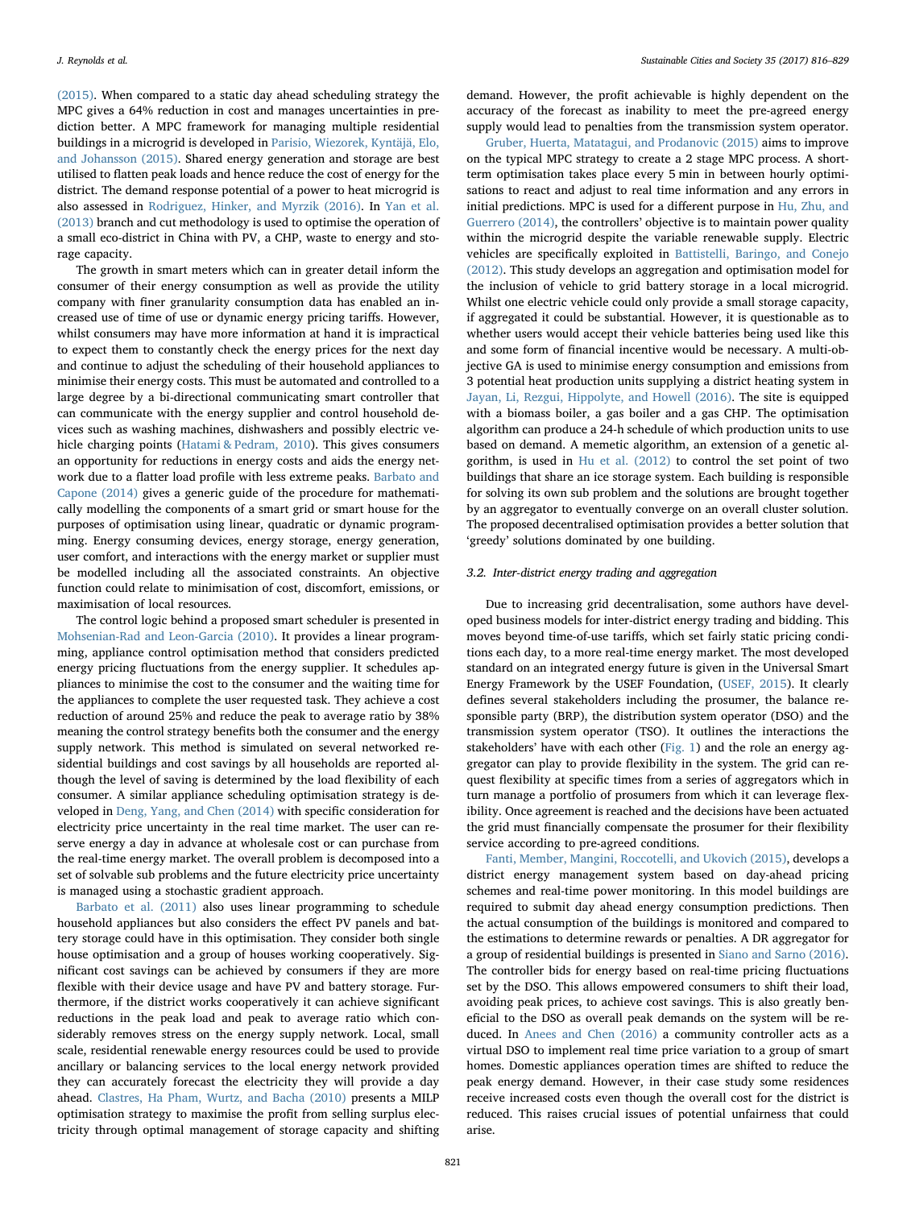(2015). When compared to a static day ahead scheduling strategy the MPC gives a 64% reduction in cost and manages uncertainties in prediction better. A MPC framework for managing multiple residential buildings in a microgrid is developed in Parisio, Wiezorek, Kyntäjä, Elo, and Johansson (2015). Shared energy generation and storage are best utilised to flatten peak loads and hence reduce the cost of energy for the district. The demand response potential of a power to heat microgrid is also assessed in Rodriguez, Hinker, and Myrzik (2016). In Yan et al. (2013) branch and cut methodology is used to optimise the operation of a small eco-district in China with PV, a CHP, waste to energy and storage capacity.

The growth in smart meters which can in greater detail inform the consumer of their energy consumption as well as provide the utility company with finer granularity consumption data has enabled an increased use of time of use or dynamic energy pricing tariffs. However, whilst consumers may have more information at hand it is impractical to expect them to constantly check the energy prices for the next day and continue to adjust the scheduling of their household appliances to minimise their energy costs. This must be automated and controlled to a large degree by a bi-directional communicating smart controller that can communicate with the energy supplier and control household devices such as washing machines, dishwashers and possibly electric vehicle charging points (Hatami & Pedram, 2010). This gives consumers an opportunity for reductions in energy costs and aids the energy network due to a flatter load profile with less extreme peaks. Barbato and Capone (2014) gives a generic guide of the procedure for mathematically modelling the components of a smart grid or smart house for the purposes of optimisation using linear, quadratic or dynamic programming. Energy consuming devices, energy storage, energy generation, user comfort, and interactions with the energy market or supplier must be modelled including all the associated constraints. An objective function could relate to minimisation of cost, discomfort, emissions, or maximisation of local resources.

The control logic behind a proposed smart scheduler is presented in Mohsenian-Rad and Leon-Garcia (2010). It provides a linear programming, appliance control optimisation method that considers predicted energy pricing fluctuations from the energy supplier. It schedules appliances to minimise the cost to the consumer and the waiting time for the appliances to complete the user requested task. They achieve a cost reduction of around 25% and reduce the peak to average ratio by 38% meaning the control strategy benefits both the consumer and the energy supply network. This method is simulated on several networked residential buildings and cost savings by all households are reported although the level of saving is determined by the load flexibility of each consumer. A similar appliance scheduling optimisation strategy is developed in Deng, Yang, and Chen (2014) with specific consideration for electricity price uncertainty in the real time market. The user can reserve energy a day in advance at wholesale cost or can purchase from the real-time energy market. The overall problem is decomposed into a set of solvable sub problems and the future electricity price uncertainty is managed using a stochastic gradient approach.

Barbato et al. (2011) also uses linear programming to schedule household appliances but also considers the effect PV panels and battery storage could have in this optimisation. They consider both single house optimisation and a group of houses working cooperatively. Significant cost savings can be achieved by consumers if they are more flexible with their device usage and have PV and battery storage. Furthermore, if the district works cooperatively it can achieve significant reductions in the peak load and peak to average ratio which considerably removes stress on the energy supply network. Local, small scale, residential renewable energy resources could be used to provide ancillary or balancing services to the local energy network provided they can accurately forecast the electricity they will provide a day ahead. Clastres, Ha Pham, Wurtz, and Bacha (2010) presents a MILP optimisation strategy to maximise the profit from selling surplus electricity through optimal management of storage capacity and shifting demand. However, the profit achievable is highly dependent on the accuracy of the forecast as inability to meet the pre-agreed energy supply would lead to penalties from the transmission system operator.

Gruber, Huerta, Matatagui, and Prodanovic (2015) aims to improve on the typical MPC strategy to create a 2 stage MPC process. A short-term optimisation takes place every 5 min in between hourly optimisations to react and adjust to real time information and any errors in initial predictions. MPC is used for a different purpose in Hu, Zhu, and Guerrero (2014), the controllers' objective is to maintain power quality within the microgrid despite the variable renewable supply. Electric vehicles are specifically exploited in Battistelli, Baringo, and Conejo (2012). This study develops an aggregation and optimisation model for the inclusion of vehicle to grid battery storage in a local microgrid. Whilst one electric vehicle could only provide a small storage capacity, if aggregated it could be substantial. However, it is questionable as to whether users would accept their vehicle batteries being used like this and some form of financial incentive would be necessary. A multi-objective GA is used to minimise energy consumption and emissions from 3 potential heat production units supplying a district heating system in Jayan, Li, Rezgui, Hippolyte, and Howell (2016). The site is equipped with a biomass boiler, a gas boiler and a gas CHP. The optimisation algorithm can produce a 24-h schedule of which production units to use based on demand. A memetic algorithm, an extension of a genetic algorithm, is used in Hu et al. (2012) to control the set point of two buildings that share an ice storage system. Each building is responsible for solving its own sub problem and the solutions are brought together by an aggregator to eventually converge on an overall cluster solution. The proposed decentralised optimisation provides a better solution that 'greedy' solutions dominated by one building.

### 3.2. Inter-district energy trading and aggregation

Due to increasing grid decentralisation, some authors have developed business models for inter-district energy trading and bidding. This moves beyond time-of-use tariffs, which set fairly static pricing conditions each day, to a more real-time energy market. The most developed standard on an integrated energy future is given in the Universal Smart Energy Framework by the USEF Foundation, (USEF, 2015). It clearly defines several stakeholders including the prosumer, the balance responsible party (BRP), the distribution system operator (DSO) and the transmission system operator (TSO). It outlines the interactions the stakeholders' have with each other (Fig. 1) and the role an energy aggregator can play to provide flexibility in the system. The grid can request flexibility at specific times from a series of aggregators which in turn manage a portfolio of prosumers from which it can leverage flexibility. Once agreement is reached and the decisions have been actuated the grid must financially compensate the prosumer for their flexibility service according to pre-agreed conditions.

Fanti, Member, Mangini, Roccotelli, and Ukovich (2015), develops a district energy management system based on day-ahead pricing schemes and real-time power monitoring. In this model buildings are required to submit day ahead energy consumption predictions. Then the actual consumption of the buildings is monitored and compared to the estimations to determine rewards or penalties. A DR aggregator for a group of residential buildings is presented in Siano and Sarno (2016). The controller bids for energy based on real-time pricing fluctuations set by the DSO. This allows empowered consumers to shift their load, avoiding peak prices, to achieve cost savings. This is also greatly beneficial to the DSO as overall peak demands on the system will be reduced. In Anees and Chen (2016) a community controller acts as a virtual DSO to implement real time price variation to a group of smart homes. Domestic appliances operation times are shifted to reduce the peak energy demand. However, in their case study some residences receive increased costs even though the overall cost for the district is reduced. This raises crucial issues of potential unfairness that could arise.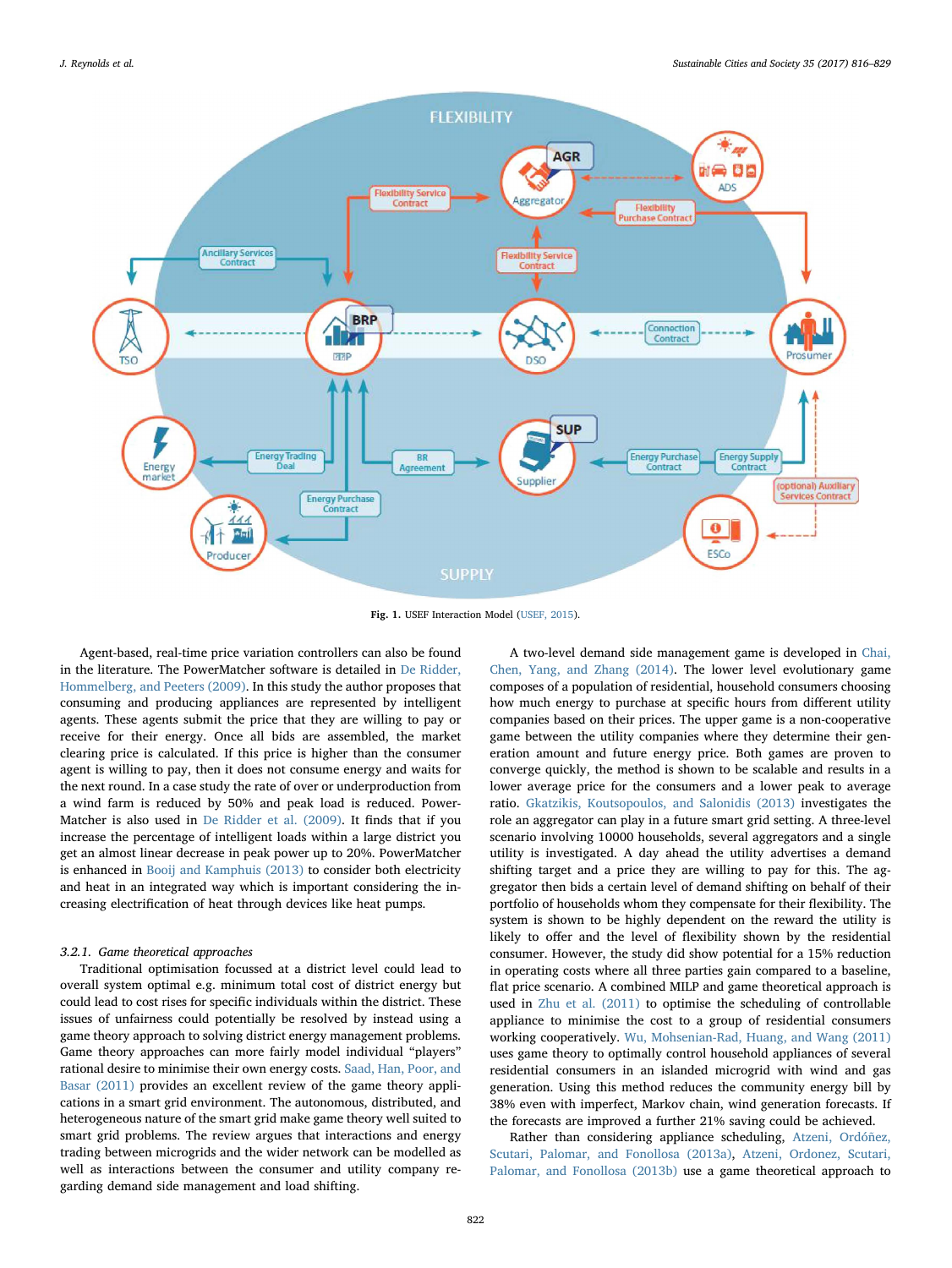Fig. 1. USEF Interaction Model (USEF, 2015).

Agent-based, real-time price variation controllers can also be found in the literature. The PowerMatcher software is detailed in De Ridder, Hommelberg, and Peeters (2009). In this study the author proposes that consuming and producing appliances are represented by intelligent agents. These agents submit the price that they are willing to pay or receive for their energy. Once all bids are assembled, the market clearing price is calculated. If this price is higher than the consumer agent is willing to pay, then it does not consume energy and waits for the next round. In a case study the rate of over or underproduction from a wind farm is reduced by 50% and peak load is reduced. PowerMatcher is also used in De Ridder et al. (2009). It finds that if you increase the percentage of intelligent loads within a large district you get an almost linear decrease in peak power up to 20%. PowerMatcher is enhanced in Booij and Kamphuis (2013) to consider both electricity and heat in an integrated way which is important considering the increasing electrification of heat through devices like heat pumps.

### 3.2.1. Game theoretical approaches

Traditional optimisation focussed at a district level could lead to overall system optimal e.g. minimum total cost of district energy but could lead to cost rises for specific individuals within the district. These issues of unfairness could potentially be resolved by instead using a game theory approach to solving district energy management problems. Game theory approaches can more fairly model individual "players" rational desire to minimise their own energy costs. Saad, Han, Poor, and Basar (2011) provides an excellent review of the game theory applications in a smart grid environment. The autonomous, distributed, and heterogeneous nature of the smart grid make game theory well suited to smart grid problems. The review argues that interactions and energy trading between microgrids and the wider network can be modelled as well as interactions between the consumer and utility company regarding demand side management and load shifting.

A two-level demand side management game is developed in Chai, Chen, Yang, and Zhang (2014). The lower level evolutionary game composes of a population of residential, household consumers choosing how much energy to purchase at specific hours from different utility companies based on their prices. The upper game is a non-cooperative game between the utility companies where they determine their generation amount and future energy price. Both games are proven to converge quickly, the method is shown to be scalable and results in a lower average price for the consumers and a lower peak to average ratio. Gkatzikis, Koutsopoulos, and Salonidis (2013) investigates the role an aggregator can play in a future smart grid setting. A three-level scenario involving 10000 households, several aggregators and a single utility is investigated. A day ahead the utility advertises a demand shifting target and a price they are willing to pay for this. The aggregator then bids a certain level of demand shifting on behalf of their portfolio of households whom they compensate for their flexibility. The system is shown to be highly dependent on the reward the utility is likely to offer and the level of flexibility shown by the residential consumer. However, the study did show potential for a 15% reduction in operating costs where all three parties gain compared to a baseline, flat price scenario. A combined MILP and game theoretical approach is used in Zhu et al. (2011) to optimise the scheduling of controllable appliance to minimise the cost to a group of residential consumers working cooperatively. Wu, Mohsenian-Rad, Huang, and Wang (2011) uses game theory to optimally control household appliances of several residential consumers in an islanded microgrid with wind and gas generation. Using this method reduces the community energy bill by 38% even with imperfect, Markov chain, wind generation forecasts. If the forecasts are improved a further 21% saving could be achieved.

Rather than considering appliance scheduling, Atzeni, Ordóñez, Scutari, Palomar, and Fonollosa (2013a), Atzeni, Ordonez, Scutari, Palomar, and Fonollosa (2013b) use a game theoretical approach to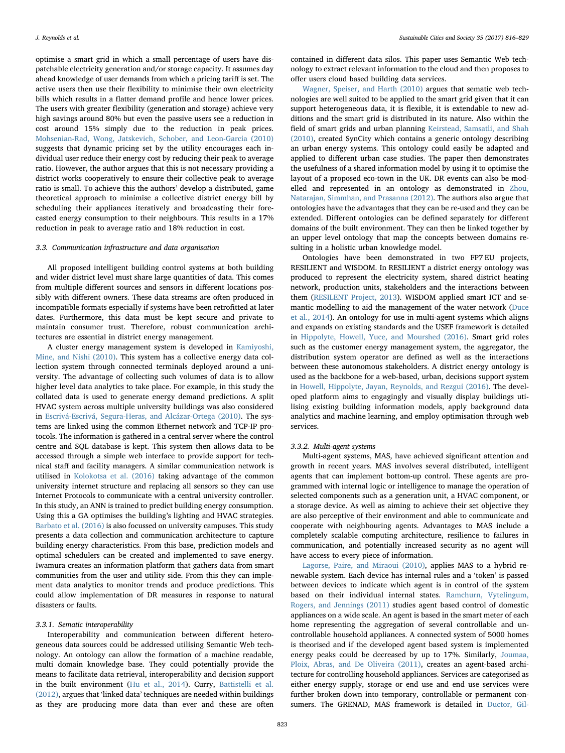optimise a smart grid in which a small percentage of users have dispatchable electricity generation and/or storage capacity. It assumes day ahead knowledge of user demands from which a pricing tariff is set. The active users then use their flexibility to minimise their own electricity bills which results in a flatter demand profile and hence lower prices. The users with greater flexibility (generation and storage) achieve very high savings around 80% but even the passive users see a reduction in cost around 15% simply due to the reduction in peak prices. Mohsenian-Rad, Wong, Jatskevich, Schober, and Leon-Garcia (2010) suggests that dynamic pricing set by the utility encourages each individual user reduce their energy cost by reducing their peak to average ratio. However, the author argues that this is not necessary providing a district works cooperatively to ensure their collective peak to average ratio is small. To achieve this the authors' develop a distributed, game theoretical approach to minimise a collective district energy bill by scheduling their appliances iteratively and broadcasting their forecasted energy consumption to their neighbours. This results in a 17% reduction in peak to average ratio and 18% reduction in cost.

### 3.3. Communication infrastructure and data organisation

All proposed intelligent building control systems at both building and wider district level must share large quantities of data. This comes from multiple different sources and sensors in different locations possibly with different owners. These data streams are often produced in incompatible formats especially if systems have been retrofitted at later dates. Furthermore, this data must be kept secure and private to maintain consumer trust. Therefore, robust communication architectures are essential in district energy management.

A cluster energy management system is developed in Kamiyoshi, Mine, and Nishi (2010). This system has a collective energy data collection system through connected terminals deployed around a university. The advantage of collecting such volumes of data is to allow higher level data analytics to take place. For example, in this study the collated data is used to generate energy demand predictions. A split HVAC system across multiple university buildings was also considered in Escrivá-Escrivá, Segura-Heras, and Alcázar-Ortega (2010). The systems are linked using the common Ethernet network and TCP-IP protocols. The information is gathered in a central server where the control centre and SQL database is kept. This system then allows data to be accessed through a simple web interface to provide support for technical staff and facility managers. A similar communication network is utilised in Kolokotsa et al. (2016) taking advantage of the common university internet structure and replacing all sensors so they can use Internet Protocols to communicate with a central university controller. In this study, an ANN is trained to predict building energy consumption. Using this a GA optimises the building's lighting and HVAC strategies. Barbato et al. (2016) is also focussed on university campuses. This study presents a data collection and communication architecture to capture building energy characteristics. From this base, prediction models and optimal schedulers can be created and implemented to save energy. Iwamura creates an information platform that gathers data from smart communities from the user and utility side. From this they can implement data analytics to monitor trends and produce predictions. This could allow implementation of DR measures in response to natural disasters or faults.

#### 3.3.1. Sematic interoperability

Interoperability and communication between different heterogeneous data sources could be addressed utilising Semantic Web technology. An ontology can allow the formation of a machine readable, multi domain knowledge base. They could potentially provide the means to facilitate data retrieval, interoperability and decision support in the built environment (Hu et al., 2014). Curry, Battistelli et al. (2012), argues that 'linked data' techniques are needed within buildings as they are producing more data than ever and these are often contained in different data silos. This paper uses Semantic Web technology to extract relevant information to the cloud and then proposes to offer users cloud based building data services.

Wagner, Speiser, and Harth (2010) argues that sematic web technologies are well suited to be applied to the smart grid given that it can support heterogeneous data, it is flexible, it is extendable to new additions and the smart grid is distributed in its nature. Also within the field of smart grids and urban planning Keirstead, Samsatli, and Shah (2010), created SynCity which contains a generic ontology describing an urban energy systems. This ontology could easily be adapted and applied to different urban case studies. The paper then demonstrates the usefulness of a shared information model by using it to optimise the layout of a proposed eco-town in the UK. DR events can also be modelled and represented in an ontology as demonstrated in Zhou, Natarajan, Simmhan, and Prasanna (2012). The authors also argue that ontologies have the advantages that they can be re-used and they can be extended. Different ontologies can be defined separately for different domains of the built environment. They can then be linked together by an upper level ontology that map the concepts between domains resulting in a holistic urban knowledge model.

Ontologies have been demonstrated in two FP7 EU projects, RESILIENT and WISDOM. In RESILIENT a district energy ontology was produced to represent the electricity system, shared district heating network, production units, stakeholders and the interactions between them (RESILENT Project, 2013). WISDOM applied smart ICT and semantic modelling to aid the management of the water network (Duce et al., 2014). An ontology for use in multi-agent systems which aligns and expands on existing standards and the USEF framework is detailed in Hippolyte, Howell, Yuce, and Mourshed (2016). Smart grid roles such as the customer energy management system, the aggregator, the distribution system operator are defined as well as the interactions between these autonomous stakeholders. A district energy ontology is used as the backbone for a web-based, urban, decisions support system in Howell, Hippolyte, Jayan, Reynolds, and Rezgui (2016). The developed platform aims to engagingly and visually display buildings utilising existing building information models, apply background data analytics and machine learning, and employ optimisation through web services.

#### 3.3.2. Multi-agent systems

Multi-agent systems, MAS, have achieved significant attention and growth in recent years. MAS involves several distributed, intelligent agents that can implement bottom-up control. These agents are programmed with internal logic or intelligence to manage the operation of selected components such as a generation unit, a HVAC component, or a storage device. As well as aiming to achieve their set objective they are also perceptive of their environment and able to communicate and cooperate with neighbouring agents. Advantages to MAS include a completely scalable computing architecture, resilience to failures in communication, and potentially increased security as no agent will have access to every piece of information.

Lagorse, Paire, and Miraoui (2010), applies MAS to a hybrid renewable system. Each device has internal rules and a 'token' is passed between devices to indicate which agent is in control of the system based on their individual internal states. Ramchurn, Vytelingum, Rogers, and Jennings (2011) studies agent based control of domestic appliances on a wide scale. An agent is based in the smart meter of each home representing the aggregation of several controllable and uncontrollable household appliances. A connected system of 5000 homes is theorised and if the developed agent based system is implemented energy peaks could be decreased by up to 17%. Similarly, Joumaa, Ploix, Abras, and De Oliveira (2011), creates an agent-based architecture for controlling household appliances. Services are categorised as either energy supply, storage or end use and end use services were further broken down into temporary, controllable or permanent consumers. The GRENAD, MAS framework is detailed in Ductor, Gil-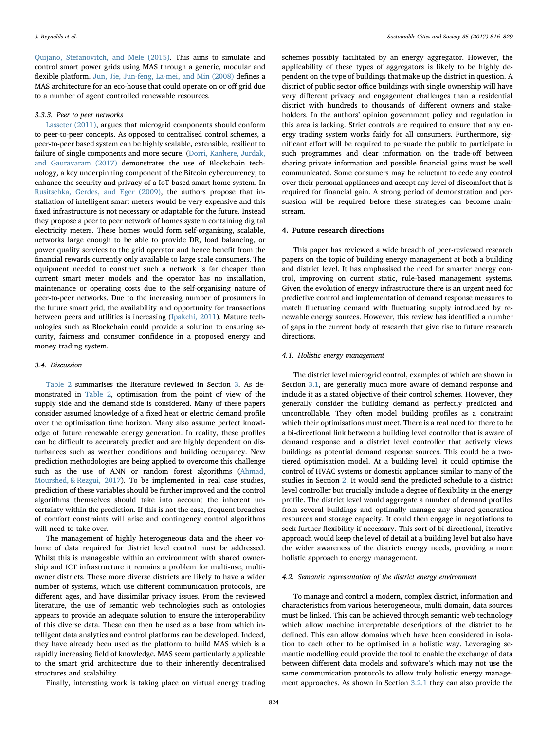Quijano, Stefanovitch, and Mele (2015). This aims to simulate and control smart power grids using MAS through a generic, modular and flexible platform. Jun, Jie, Jun-feng, La-mei, and Min (2008) defines a MAS architecture for an eco-house that could operate on or off grid due to a number of agent controlled renewable resources.

#### 3.3.3. Peer to peer networks

Lasseter (2011), argues that microgrid components should conform to peer-to-peer concepts. As opposed to centralised control schemes, a peer-to-peer based system can be highly scalable, extensible, resilient to failure of single components and more secure. (Dorri, Kanhere, Jurdak, and Gauravaram (2017) demonstrates the use of Blockchain technology, a key underpinning component of the Bitcoin cybercurrency, to enhance the security and privacy of a IoT based smart home system. In Rusitschka, Gerdes, and Eger (2009), the authors propose that installation of intelligent smart meters would be very expensive and this fixed infrastructure is not necessary or adaptable for the future. Instead they propose a peer to peer network of homes system containing digital electricity meters. These homes would form self-organising, scalable, networks large enough to be able to provide DR, load balancing, or power quality services to the grid operator and hence benefit from the financial rewards currently only available to large scale consumers. The equipment needed to construct such a network is far cheaper than current smart meter models and the operator has no installation, maintenance or operating costs due to the self-organising nature of peer-to-peer networks. Due to the increasing number of prosumers in the future smart grid, the availability and opportunity for transactions between peers and utilities is increasing (Ipakchi, 2011). Mature technologies such as Blockchain could provide a solution to ensuring security, fairness and consumer confidence in a proposed energy and money trading system.

### 3.4. Discussion

Table 2 summarises the literature reviewed in Section 3. As demonstrated in Table 2, optimisation from the point of view of the supply side and the demand side is considered. Many of these papers consider assumed knowledge of a fixed heat or electric demand profile over the optimisation time horizon. Many also assume perfect knowledge of future renewable energy generation. In reality, these profiles can be difficult to accurately predict and are highly dependent on disturbances such as weather conditions and building occupancy. New prediction methodologies are being applied to overcome this challenge such as the use of ANN or random forest algorithms (Ahmad, Mourshed, & Rezgui, 2017). To be implemented in real case studies, prediction of these variables should be further improved and the control algorithms themselves should take into account the inherent uncertainty within the prediction. If this is not the case, frequent breaches of comfort constraints will arise and contingency control algorithms will need to take over.

The management of highly heterogeneous data and the sheer volume of data required for district level control must be addressed. Whilst this is manageable within an environment with shared ownership and ICT infrastructure it remains a problem for multi-use, multi-owner districts. These more diverse districts are likely to have a wider number of systems, which use different communication protocols, are different ages, and have dissimilar privacy issues. From the reviewed literature, the use of semantic web technologies such as ontologies appears to provide an adequate solution to ensure the interoperability of this diverse data. These can then be used as a base from which intelligent data analytics and control platforms can be developed. Indeed, they have already been used as the platform to build MAS which is a rapidly increasing field of knowledge. MAS seem particularly applicable to the smart grid architecture due to their inherently decentralised structures and scalability.

Finally, interesting work is taking place on virtual energy trading schemes possibly facilitated by an energy aggregator. However, the applicability of these types of aggregators is likely to be highly dependent on the type of buildings that make up the district in question. A district of public sector office buildings with single ownership will have very different privacy and engagement challenges than a residential district with hundreds to thousands of different owners and stakeholders. In the authors' opinion government policy and regulation in this area is lacking. Strict controls are required to ensure that any energy trading system works fairly for all consumers. Furthermore, significant effort will be required to persuade the public to participate in such programmes and clear information on the trade-off between sharing private information and possible financial gains must be well communicated. Some consumers may be reluctant to cede any control over their personal appliances and accept any level of discomfort that is required for financial gain. A strong period of demonstration and persuasion will be required before these strategies can become mainstream.

## 4. Future research directions

This paper has reviewed a wide breadth of peer-reviewed research papers on the topic of building energy management at both a building and district level. It has emphasised the need for smarter energy control, improving on current static, rule-based management systems. Given the evolution of energy infrastructure there is an urgent need for predictive control and implementation of demand response measures to match fluctuating demand with fluctuating supply introduced by renewable energy sources. However, this review has identified a number of gaps in the current body of research that give rise to future research directions.

### 4.1. Holistic energy management

The district level microgrid control, examples of which are shown in Section 3.1, are generally much more aware of demand response and include it as a stated objective of their control schemes. However, they generally consider the building demand as perfectly predicted and uncontrollable. They often model building profiles as a constraint which their optimisations must meet. There is a real need for there to be a bi-directional link between a building level controller that is aware of demand response and a district level controller that actively views buildings as potential demand response sources. This could be a two-tiered optimisation model. At a building level, it could optimise the control of HVAC systems or domestic appliances similar to many of the studies in Section 2. It would send the predicted schedule to a district level controller but crucially include a degree of flexibility in the energy profile. The district level would aggregate a number of demand profiles from several buildings and optimally manage any shared generation resources and storage capacity. It could then engage in negotiations to seek further flexibility if necessary. This sort of bi-directional, iterative approach would keep the level of detail at a building level but also have the wider awareness of the districts energy needs, providing a more holistic approach to energy management.

### 4.2. Semantic representation of the district energy environment

To manage and control a modern, complex district, information and characteristics from various heterogeneous, multi domain, data sources must be linked. This can be achieved through semantic web technology which allow machine interpretable descriptions of the district to be defined. This can allow domains which have been considered in isolation to each other to be optimised in a holistic way. Leveraging semantic modelling could provide the tool to enable the exchange of data between different data models and software's which may not use the same communication protocols to allow truly holistic energy management approaches. As shown in Section 3.2.1 they can also provide the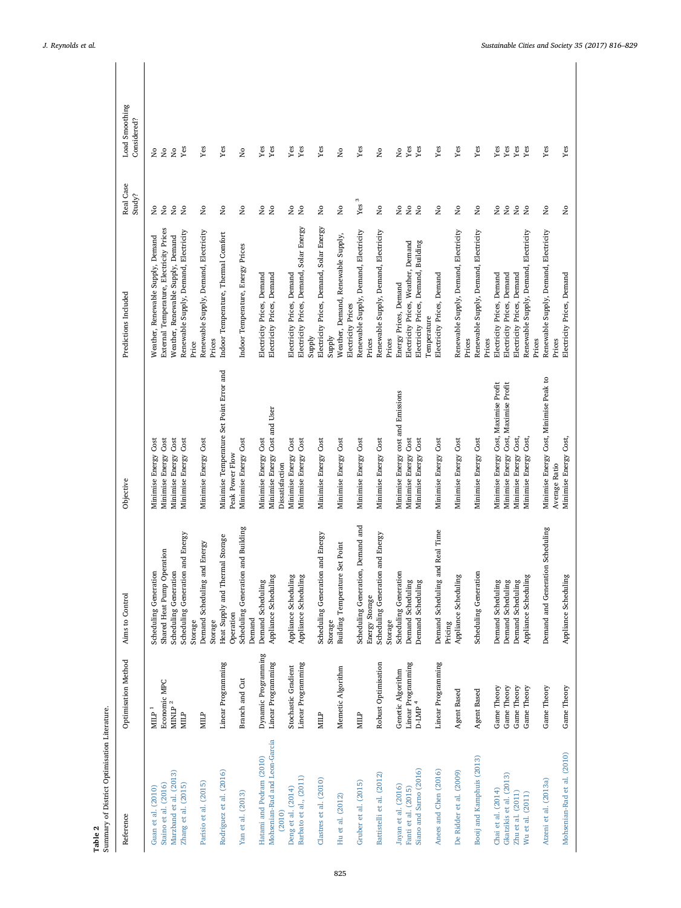**Table 2**
Summary of District Optimisation Literature.

| Reference | Optimisation Method | Aims to Control | Objective | Predictions Included | Real Case Study? | Load Smoothing Considered? |
|---|---|---|---|---|---|---|
| Guan et al. (2010) | MILP [1] | Scheduling Generation | Minimise Energy Cost | Weather, Renewable Supply, Demand | No | No |
| Staino et al. (2016) | Economic MPC | Shared Heat Pump Operation | Minimise Energy Cost | External Temperature, Electricity Prices | No | No |
| Marzband et al. (2013) | MINLP [2] | Scheduling Generation | Minimise Energy Cost | Weather, Renewable Supply, Demand | No | No |
| Zhang et al. (2015) | MILP | Scheduling Generation and Energy Storage | Minimise Energy Cost | Renewable Supply, Demand, Electricity Price | No | Yes |
| Parisio et al. (2015) | MILP | Demand Scheduling and Energy Storage | Minimise Energy Cost | Renewable Supply, Demand, Electricity Prices | No | Yes |
| Rodríguez et al. (2016) | Linear Programming | Heat Supply and Thermal Storage Operation | Minimise Temperature Set Point Error and Peak Power Flow | Indoor Temperature, Thermal Comfort | No | Yes |
| Yan et al. (2013) | Branch and Cut | Scheduling Generation and Building Demand | Minimise Energy Cost | Indoor Temperature, Energy Prices | No | No |
| Hatami and Pedram (2010) | Dynamic Programming | Demand Scheduling | Minimise Energy Cost | Electricity Prices, Demand | No | Yes |
| Mohsenian-Rad and Leon-Garcia (2010) | Linear Programming | Appliance Scheduling | Minimise Energy Cost and User Dissatisfaction | Electricity Prices, Demand | No | Yes |
| Deng et al. (2014) | Stochastic Gradient | Appliance Scheduling | Minimise Energy Cost | Electricity Prices, Demand | No | Yes |
| Barbato et al., (2011) | Linear Programming | Appliance Scheduling | Minimise Energy Cost | Electricity Prices, Demand, Solar Energy Supply | No | Yes |
| Clastres et al. (2010) | MILP | Scheduling Generation and Energy Storage | Minimise Energy Cost | Electricity Prices, Demand, Solar Energy Supply | No | Yes |
| Hu et al. (2012) | Memetic Algorithm | Building Temperature Set Point | Minimise Energy Cost | Weather, Demand, Renewable Supply, Electricity Prices | No | No |
| Gruber et al. (2015) | MILP | Scheduling Generation, Demand and Energy Storage | Minimise Energy Cost | Renewable Supply, Demand, Electricity Prices | Yes [3] | Yes |
| Battistelli et al. (2012) | Robust Optimisation | Scheduling Generation and Energy Storage | Minimise Energy Cost | Renewable Supply, Demand, Electricity Prices | No | No |
| Jayan et al. (2016) | Genetic Algorithm | Scheduling Generation | Minimise Energy cost and Emissions | Energy Prices, Demand | No | No |
| Fanti et al. (2015) | Linear Programming | Demand Scheduling | Minimise Energy Cost | Electricity Prices, Weather, Demand | No | Yes |
| Siano and Sarno (2016) | D-LMP [4] | Demand Scheduling | Minimise Energy Cost | Electricity Prices, Demand, Building Temperature | No | Yes |
| Anees and Chen (2016) | Linear Programming | Demand Scheduling and Real Time Pricing | Minimise Energy Cost | Electricity Prices, Demand | No | Yes |
| De Ridder et al. (2009) | Agent Based | Appliance Scheduling | Minimise Energy Cost | Renewable Supply, Demand, Electricity Prices | No | Yes |
| Booij and Kamphuis (2013) | Agent Based | Scheduling Generation | Minimise Energy Cost | Renewable Supply, Demand, Electricity Prices | No | Yes |
| Chai et al. (2014) | Game Theory | Demand Scheduling | Minimise Energy Cost, Maximise Profit | Electricity Prices, Demand | No | Yes |
| Gkatzikis et al. (2013) | Game Theory | Demand Scheduling | Minimise Energy Cost, Maximise Profit | Electricity Prices, Demand | No | Yes |
| Zhu et al. (2011) | Game Theory | Demand Scheduling | Minimise Energy Cost, | Electricity Prices, Demand | No | Yes |
| Wu et al. (2011) | Game Theory | Appliance Scheduling | Minimise Energy Cost, | Renewable Supply, Demand, Electricity Prices | No | Yes |
| Atzeni et al. (2013a) | Game Theory | Demand and Generation Scheduling | Minimise Energy Cost, Minimise Peak to Average Ratio | Renewable Supply, Demand, Electricity Prices | No | Yes |
| Mohsenian-Rad et al. (2010) | Game Theory | Appliance Scheduling | Minimise Energy Cost, | Electricity Prices, Demand | No | Yes |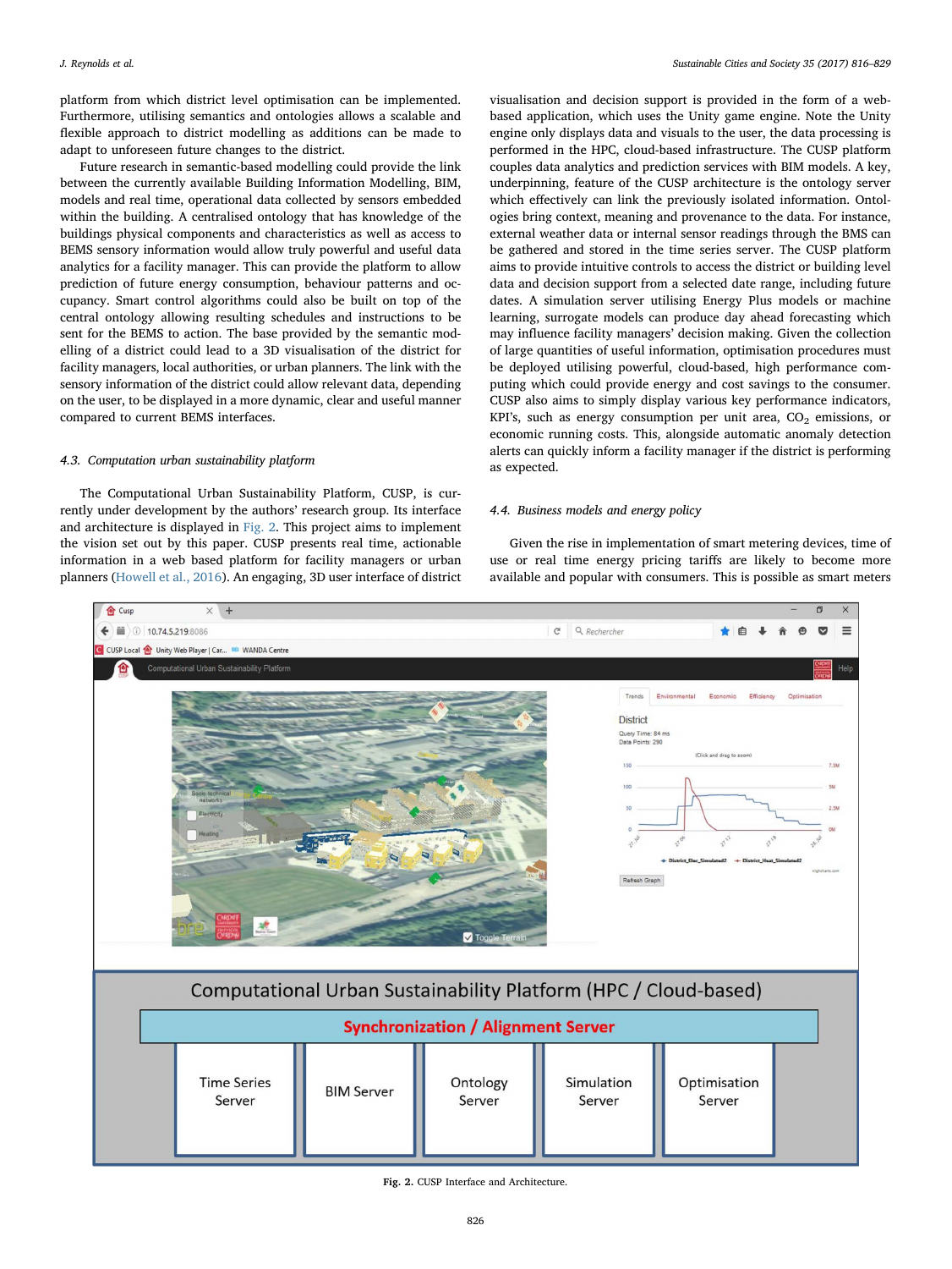platform from which district level optimisation can be implemented. Furthermore, utilising semantics and ontologies allows a scalable and flexible approach to district modelling as additions can be made to adapt to unforeseen future changes to the district.

Future research in semantic-based modelling could provide the link between the currently available Building Information Modelling, BIM, models and real time, operational data collected by sensors embedded within the building. A centralised ontology that has knowledge of the buildings physical components and characteristics as well as access to BEMS sensory information would allow truly powerful and useful data analytics for a facility manager. This can provide the platform to allow prediction of future energy consumption, behaviour patterns and occupancy. Smart control algorithms could also be built on top of the central ontology allowing resulting schedules and instructions to be sent for the BEMS to action. The base provided by the semantic modelling of a district could lead to a 3D visualisation of the district for facility managers, local authorities, or urban planners. The link with the sensory information of the district could allow relevant data, depending on the user, to be displayed in a more dynamic, clear and useful manner compared to current BEMS interfaces.

### 4.3. Computation urban sustainability platform

The Computational Urban Sustainability Platform, CUSP, is currently under development by the authors' research group. Its interface and architecture is displayed in Fig. 2. This project aims to implement the vision set out by this paper. CUSP presents real time, actionable information in a web based platform for facility managers or urban planners (Howell et al., 2016). An engaging, 3D user interface of district visualisation and decision support is provided in the form of a web-based application, which uses the Unity game engine. Note the Unity engine only displays data and visuals to the user, the data processing is performed in the HPC, cloud-based infrastructure. The CUSP platform couples data analytics and prediction services with BIM models. A key, underpinning, feature of the CUSP architecture is the ontology server which effectively can link the previously isolated information. Ontologies bring context, meaning and provenance to the data. For instance, external weather data or internal sensor readings through the BMS can be gathered and stored in the time series server. The CUSP platform aims to provide intuitive controls to access the district or building level data and decision support from a selected date range, including future dates. A simulation server utilising Energy Plus models or machine learning, surrogate models can produce day ahead forecasting which may influence facility managers' decision making. Given the collection of large quantities of useful information, optimisation procedures must be deployed utilising powerful, cloud-based, high performance computing which could provide energy and cost savings to the consumer. CUSP also aims to simply display various key performance indicators, KPI's, such as energy consumption per unit area, $CO_2$ emissions, or economic running costs. This, alongside automatic anomaly detection alerts can quickly inform a facility manager if the district is performing as expected.

### 4.4. Business models and energy policy

Given the rise in implementation of smart metering devices, time of use or real time energy pricing tariffs are likely to become more available and popular with consumers. This is possible as smart meters

Computational Urban Sustainability Platform (HPC / Cloud-based)

Synchronization / Alignment Server

Time Series Server

BIM Server

Ontology Server

Simulation Server

Optimisation Server

**Fig. 2.** CUSP Interface and Architecture.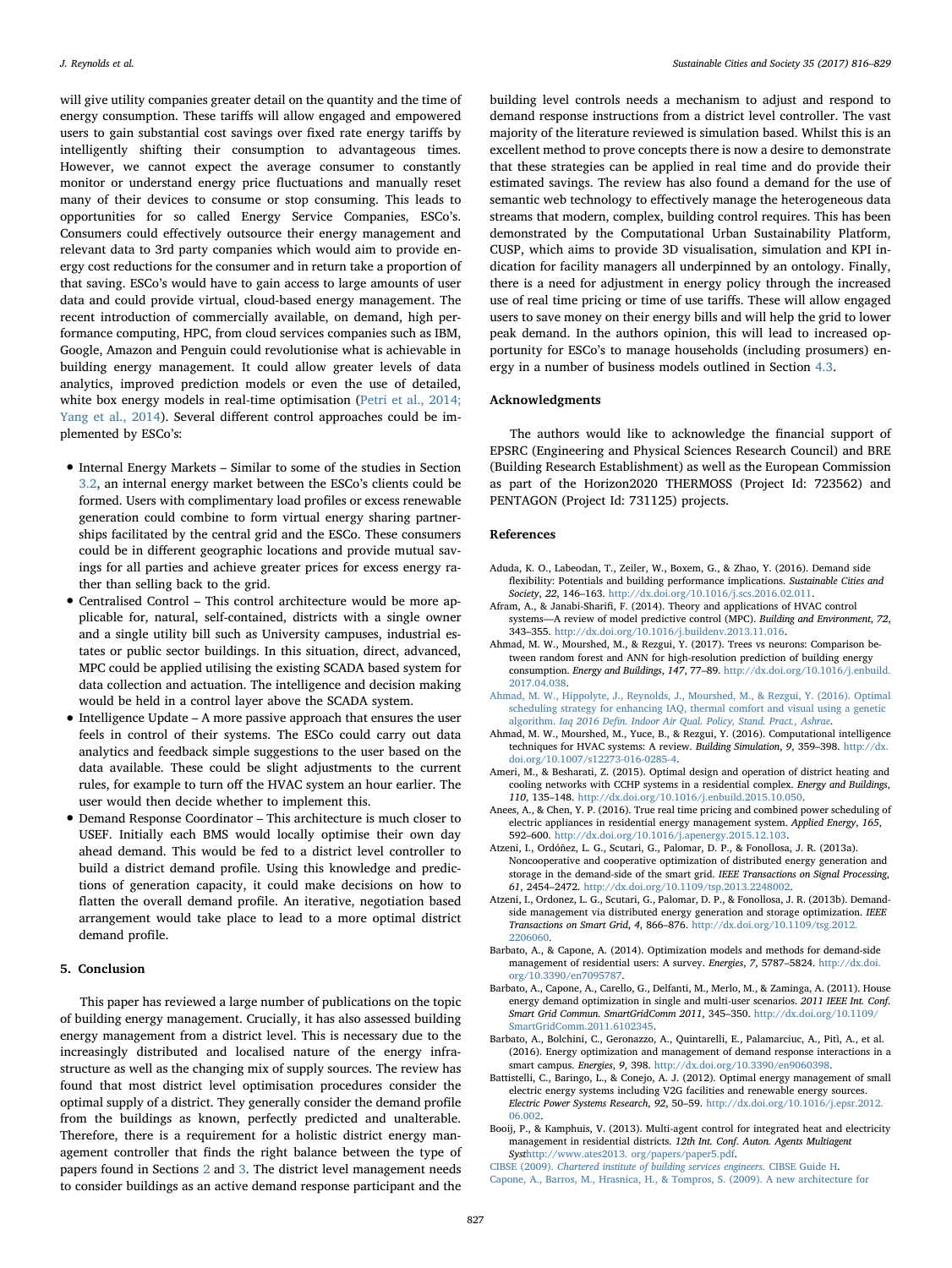will give utility companies greater detail on the quantity and the time of energy consumption. These tariffs will allow engaged and empowered users to gain substantial cost savings over fixed rate energy tariffs by intelligently shifting their consumption to advantageous times. However, we cannot expect the average consumer to constantly monitor or understand energy price fluctuations and manually reset many of their devices to consume or stop consuming. This leads to opportunities for so called Energy Service Companies, ESCo's. Consumers could effectively outsource their energy management and relevant data to 3rd party companies which would aim to provide energy cost reductions for the consumer and in return take a proportion of that saving. ESCo's would have to gain access to large amounts of user data and could provide virtual, cloud-based energy management. The recent introduction of commercially available, on demand, high performance computing, HPC, from cloud services companies such as IBM, Google, Amazon and Penguin could revolutionise what is achievable in building energy management. It could allow greater levels of data analytics, improved prediction models or even the use of detailed, white box energy models in real-time optimisation (Petri et al., 2014; Yang et al., 2014). Several different control approaches could be implemented by ESCo's:

- Internal Energy Markets – Similar to some of the studies in Section 3.2, an internal energy market between the ESCo's clients could be formed. Users with complimentary load profiles or excess renewable generation could combine to form virtual energy sharing partnerships facilitated by the central grid and the ESCo. These consumers could be in different geographic locations and provide mutual savings for all parties and achieve greater prices for excess energy rather than selling back to the grid.
- Centralised Control – This control architecture would be more applicable for, natural, self-contained, districts with a single owner and a single utility bill such as University campuses, industrial estates or public sector buildings. In this situation, direct, advanced, MPC could be applied utilising the existing SCADA based system for data collection and actuation. The intelligence and decision making would be held in a control layer above the SCADA system.
- Intelligence Update – A more passive approach that ensures the user feels in control of their systems. The ESCo could carry out data analytics and feedback simple suggestions to the user based on the data available. These could be slight adjustments to the current rules, for example to turn off the HVAC system an hour earlier. The user would then decide whether to implement this.
- Demand Response Coordinator – This architecture is much closer to USEF. Initially each BMS would locally optimise their own day ahead demand. This would be fed to a district level controller to build a district demand profile. Using this knowledge and predictions of generation capacity, it could make decisions on how to flatten the overall demand profile. An iterative, negotiation based arrangement would take place to lead to a more optimal district demand profile.

## 5. Conclusion

This paper has reviewed a large number of publications on the topic of building energy management. Crucially, it has also assessed building energy management from a district level. This is necessary due to the increasingly distributed and localised nature of the energy infrastructure as well as the changing mix of supply sources. The review has found that most district level optimisation procedures consider the optimal supply of a district. They generally consider the demand profile from the buildings as known, perfectly predicted and unalterable. Therefore, there is a requirement for a holistic district energy management controller that finds the right balance between the type of papers found in Sections 2 and 3. The district level management needs to consider buildings as an active demand response participant and the building level controls needs a mechanism to adjust and respond to demand response instructions from a district level controller. The vast majority of the literature reviewed is simulation based. Whilst this is an excellent method to prove concepts there is now a desire to demonstrate that these strategies can be applied in real time and do provide their estimated savings. The review has also found a demand for the use of semantic web technology to effectively manage the heterogeneous data streams that modern, complex, building control requires. This has been demonstrated by the Computational Urban Sustainability Platform, CUSP, which aims to provide 3D visualisation, simulation and KPI indication for facility managers all underpinned by an ontology. Finally, there is a need for adjustment in energy policy through the increased use of real time pricing or time of use tariffs. These will allow engaged users to save money on their energy bills and will help the grid to lower peak demand. In the authors opinion, this will lead to increased opportunity for ESCo's to manage households (including prosumers) energy in a number of business models outlined in Section 4.3.

## Acknowledgments

The authors would like to acknowledge the financial support of EPSRC (Engineering and Physical Sciences Research Council) and BRE (Building Research Establishment) as well as the European Commission as part of the Horizon2020 THERMOSS (Project Id: 723562) and PENTAGON (Project Id: 731125) projects.

## References

Aduda, K. O., Labeodan, T., Zeiler, W., Boxem, G., & Zhao, Y. (2016). Demand side flexibility: Potentials and building performance implications. *Sustainable Cities and Society*, *22*, 146–163. http://dx.doi.org/10.1016/j.scs.2016.02.011.

Afram, A., & Janabi-Sharifi, F. (2014). Theory and applications of HVAC control systems—A review of model predictive control (MPC). *Building and Environment*, *72*, 343–355. http://dx.doi.org/10.1016/j.buildenv.2013.11.016.

Ahmad, M. W., Mourshed, M., & Rezgui, Y. (2017). Trees vs neurons: Comparison between random forest and ANN for high-resolution prediction of building energy consumption. *Energy and Buildings*, *147*, 77–89. http://dx.doi.org/10.1016/j.enbuild.2017.04.038.

Ahmad, M. W., Hippolyte, J., Reynolds, J., Mourshed, M., & Rezgui, Y. (2016). Optimal scheduling strategy for enhancing IAQ, thermal comfort and visual using a genetic algorithm. *Iaq 2016 Defin. Indoor Air Qual. Policy, Stand. Pract., Ashrae*.

Ahmad, M. W., Mourshed, M., Yuce, B., & Rezgui, Y. (2016). Computational intelligence techniques for HVAC systems: A review. *Building Simulation*, *9*, 359–398. http://dx.doi.org/10.1007/s12273-016-0285-4.

Ameri, M., & Besharati, Z. (2015). Optimal design and operation of district heating and cooling networks with CCHP systems in a residential complex. *Energy and Buildings*, *110*, 135–148. http://dx.doi.org/10.1016/j.enbuild.2015.10.050.

Anees, A., & Chen, Y. P. (2016). True real time pricing and combined power scheduling of electric appliances in residential energy management system. *Applied Energy*, *165*, 592–600. http://dx.doi.org/10.1016/j.apenergy.2015.12.103.

Atzeni, I., Ordóñez, L. G., Scutari, G., Palomar, D. P., & Fonollosa, J. R. (2013a). Noncooperative and cooperative optimization of distributed energy generation and storage in the demand-side of the smart grid. *IEEE Transactions on Signal Processing*, *61*, 2454–2472. http://dx.doi.org/10.1109/tsp.2013.2248002.

Atzeni, I., Ordonez, L. G., Scutari, G., Palomar, D. P., & Fonollosa, J. R. (2013b). Demand-side management via distributed energy generation and storage optimization. *IEEE Transactions on Smart Grid*, *4*, 866–876. http://dx.doi.org/10.1109/tsg.2012.2206060.

Barbato, A., & Capone, A. (2014). Optimization models and methods for demand-side management of residential users: A survey. *Energies*, *7*, 5787–5824. http://dx.doi.org/10.3390/en7095787.

Barbato, A., Capone, A., Carello, G., Delfanti, M., Merlo, M., & Zaminga, A. (2011). House energy demand optimization in single and multi-user scenarios. *2011 IEEE Int. Conf. Smart Grid Commun. SmartGridComm 2011*, 345–350. http://dx.doi.org/10.1109/SmartGridComm.2011.6102345.

Barbato, A., Bolchini, C., Geronazzo, A., Quintarelli, E., Palamarciuc, A., Pitì, A., et al. (2016). Energy optimization and management of demand response interactions in a smart campus. *Energies*, *9*, 398. http://dx.doi.org/10.3390/en9060398.

Battistelli, C., Baringo, L., & Conejo, A. J. (2012). Optimal energy management of small electric energy systems including V2G facilities and renewable energy sources. *Electric Power Systems Research*, *92*, 50–59. http://dx.doi.org/10.1016/j.epsr.2012.06.002.

Booij, P., & Kamphuis, V. (2013). Multi-agent control for integrated heat and electricity management in residential districts. *12th Int. Conf. Auton. Agents Multiagent Syst*http://www.ates2013. org/papers/paper5.pdf.

CIBSE (2009). *Chartered institute of building services engineers*. CIBSE Guide H.

Capone, A., Barros, M., Hrasnica, H., & Tompros, S. (2009). A new architecture for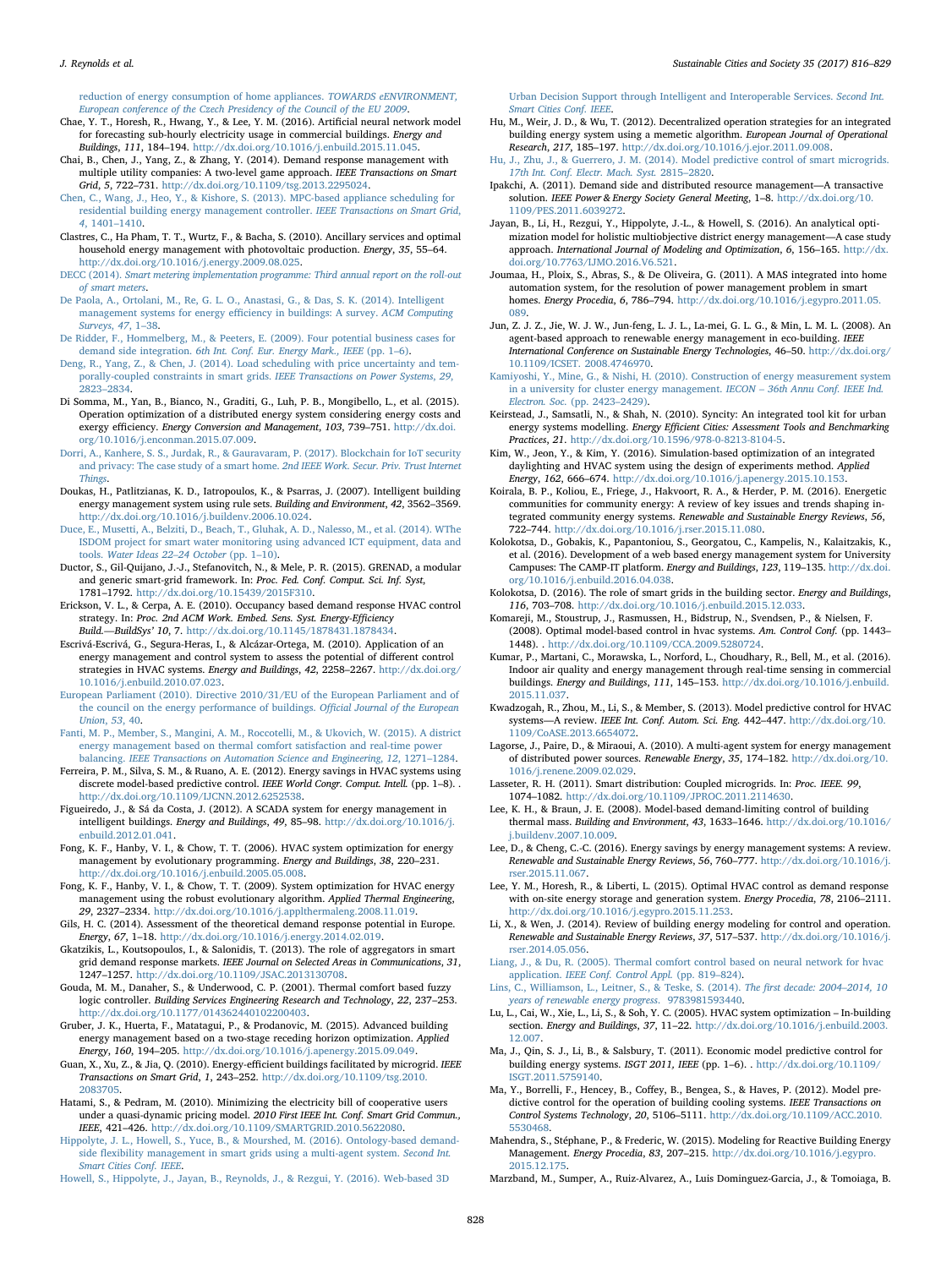reduction of energy consumption of home appliances. *TOWARDS eENVIRONMENT, European conference of the Czech Presidency of the Council of the EU 2009*.

Chae, Y. T., Horesh, R., Hwang, Y., & Lee, Y. M. (2016). Artificial neural network model for forecasting sub-hourly electricity usage in commercial buildings. *Energy and Buildings*, *111*, 184–194. http://dx.doi.org/10.1016/j.enbuild.2015.11.045.

Chai, B., Chen, J., Yang, Z., & Zhang, Y. (2014). Demand response management with multiple utility companies: A two-level game approach. *IEEE Transactions on Smart Grid*, *5*, 722–731. http://dx.doi.org/10.1109/tsg.2013.2295024.

Chen, C., Wang, J., Heo, Y., & Kishore, S. (2013). MPC-based appliance scheduling for residential building energy management controller. *IEEE Transactions on Smart Grid*, *4*, 1401–1410.

Clastres, C., Ha Pham, T. T., Wurtz, F., & Bacha, S. (2010). Ancillary services and optimal household energy management with photovoltaic production. *Energy*, *35*, 55–64. http://dx.doi.org/10.1016/j.energy.2009.08.025.

DECC (2014). *Smart metering implementation programme: Third annual report on the roll-out of smart meters*.

De Paola, A., Ortolani, M., Re, G. L. O., Anastasi, G., & Das, S. K. (2014). Intelligent management systems for energy efficiency in buildings: A survey. *ACM Computing Surveys*, *47*, 1–38.

De Ridder, F., Hommelberg, M., & Peeters, E. (2009). Four potential business cases for demand side integration. *6th Int. Conf. Eur. Energy Mark., IEEE* (pp. 1–6).

Deng, R., Yang, Z., & Chen, J. (2014). Load scheduling with price uncertainty and temporally-coupled constraints in smart grids. *IEEE Transactions on Power Systems*, *29*, 2823–2834.

Di Somma, M., Yan, B., Bianco, N., Graditi, G., Luh, P. B., Mongibello, L., et al. (2015). Operation optimization of a distributed energy system considering energy costs and exergy efficiency. *Energy Conversion and Management*, *103*, 739–751. http://dx.doi.org/10.1016/j.enconman.2015.07.009.

Dorri, A., Kanhere, S. S., Jurdak, R., & Gauravaram, P. (2017). Blockchain for IoT security and privacy: The case study of a smart home. *2nd IEEE Work. Secur. Priv. Trust Internet Things*.

Doukas, H., Patlitzianas, K. D., Iatropoulos, K., & Psarras, J. (2007). Intelligent building energy management system using rule sets. *Building and Environment*, *42*, 3562–3569. http://dx.doi.org/10.1016/j.buildenv.2006.10.024.

Duce, E., Musetti, A., Belziti, D., Beach, T., Gluhak, A. D., Nalesso, M., et al. (2014). WThe ISDOM project for smart water monitoring using advanced ICT equipment, data and tools. *Water Ideas 22–24 October* (pp. 1–10).

Ductor, S., Gil-Quijano, J.-J., Stefanovitch, N., & Mele, P. R. (2015). GRENAD, a modular and generic smart-grid framework. In: *Proc. Fed. Conf. Comput. Sci. Inf. Syst*, 1781–1792. http://dx.doi.org/10.15439/2015F310.

Erickson, V. L., & Cerpa, A. E. (2010). Occupancy based demand response HVAC control strategy. In: *Proc. 2nd ACM Work. Embed. Sens. Syst. Energy-Efficiency Build.—BuildSys' 10*, 7. http://dx.doi.org/10.1145/1878431.1878434.

Escrivá-Escrivá, G., Segura-Heras, I., & Alcázar-Ortega, M. (2010). Application of an energy management and control system to assess the potential of different control strategies in HVAC systems. *Energy and Buildings*, *42*, 2258–2267. http://dx.doi.org/10.1016/j.enbuild.2010.07.023.

European Parliament (2010). Directive 2010/31/EU of the European Parliament and of the council on the energy performance of buildings. *Official Journal of the European Union*, *53*, 40.

Fanti, M. P., Member, S., Mangini, A. M., Roccotelli, M., & Ukovich, W. (2015). A district energy management based on thermal comfort satisfaction and real-time power balancing. *IEEE Transactions on Automation Science and Engineering*, *12*, 1271–1284.

Ferreira, P. M., Silva, S. M., & Ruano, A. E. (2012). Energy savings in HVAC systems using discrete model-based predictive control. *IEEE World Congr. Comput. Intell.* (pp. 1–8). . http://dx.doi.org/10.1109/IJCNN.2012.6252538.

Figueiredo, J., & Sá da Costa, J. (2012). A SCADA system for energy management in intelligent buildings. *Energy and Buildings*, *49*, 85–98. http://dx.doi.org/10.1016/j.enbuild.2012.01.041.

Fong, K. F., Hanby, V. I., & Chow, T. T. (2006). HVAC system optimization for energy management by evolutionary programming. *Energy and Buildings*, *38*, 220–231. http://dx.doi.org/10.1016/j.enbuild.2005.05.008.

Fong, K. F., Hanby, V. I., & Chow, T. T. (2009). System optimization for HVAC energy management using the robust evolutionary algorithm. *Applied Thermal Engineering*, *29*, 2327–2334. http://dx.doi.org/10.1016/j.applthermaleng.2008.11.019.

Gils, H. C. (2014). Assessment of the theoretical demand response potential in Europe. *Energy*, *67*, 1–18. http://dx.doi.org/10.1016/j.energy.2014.02.019.

Gkatzikis, L., Koutsopoulos, I., & Salonidis, T. (2013). The role of aggregators in smart grid demand response markets. *IEEE Journal on Selected Areas in Communications*, *31*, 1247–1257. http://dx.doi.org/10.1109/JSAC.2013130708.

Gouda, M. M., Danaher, S., & Underwood, C. P. (2001). Thermal comfort based fuzzy logic controller. *Building Services Engineering Research and Technology*, *22*, 237–253. http://dx.doi.org/10.1177/014362440102200403.

Gruber, J. K., Huerta, F., Matatagui, P., & Prodanovic, M. (2015). Advanced building energy management based on a two-stage receding horizon optimization. *Applied Energy*, *160*, 194–205. http://dx.doi.org/10.1016/j.apenergy.2015.09.049.

Guan, X., Xu, Z., & Jia, Q. (2010). Energy-efficient buildings facilitated by microgrid. *IEEE Transactions on Smart Grid*, *1*, 243–252. http://dx.doi.org/10.1109/tsg.2010.2083705.

Hatami, S., & Pedram, M. (2010). Minimizing the electricity bill of cooperative users under a quasi-dynamic pricing model. *2010 First IEEE Int. Conf. Smart Grid Commun., IEEE*, 421–426. http://dx.doi.org/10.1109/SMARTGRID.2010.5622080.

Hippolyte, J. L., Howell, S., Yuce, B., & Mourshed, M. (2016). Ontology-based demand-side flexibility management in smart grids using a multi-agent system. *Second Int. Smart Cities Conf. IEEE*.

Howell, S., Hippolyte, J., Jayan, B., Reynolds, J., & Rezgui, Y. (2016). Web-based 3D Urban Decision Support through Intelligent and Interoperable Services. *Second Int. Smart Cities Conf. IEEE*.

Hu, M., Weir, J. D., & Wu, T. (2012). Decentralized operation strategies for an integrated building energy system using a memetic algorithm. *European Journal of Operational Research*, *217*, 185–197. http://dx.doi.org/10.1016/j.ejor.2011.09.008.

Hu, J., Zhu, J., & Guerrero, J. M. (2014). Model predictive control of smart microgrids. *17th Int. Conf. Electr. Mach. Syst.* 2815–2820.

Ipakchi, A. (2011). Demand side and distributed resource management—A transactive solution. *IEEE Power & Energy Society General Meeting*, 1–8. http://dx.doi.org/10.1109/PES.2011.6039272.

Jayan, B., Li, H., Rezgui, Y., Hippolyte, J.-L., & Howell, S. (2016). An analytical optimization model for holistic multiobjective district energy management—A case study approach. *International Journal of Modeling and Optimization*, *6*, 156–165. http://dx.doi.org/10.7763/IJMO.2016.V6.521.

Joumaa, H., Ploix, S., Abras, S., & De Oliveira, G. (2011). A MAS integrated into home automation system, for the resolution of power management problem in smart homes. *Energy Procedia*, *6*, 786–794. http://dx.doi.org/10.1016/j.egypro.2011.05.089.

Jun, Z. J. Z., Jie, W. J. W., Jun-feng, L. J. L., La-mei, G. L. G., & Min, L. M. L. (2008). An agent-based approach to renewable energy management in eco-building. *IEEE International Conference on Sustainable Energy Technologies*, 46–50. http://dx.doi.org/10.1109/ICSET. 2008.4746970.

Kamiyoshi, Y., Mine, G., & Nishi, H. (2010). Construction of energy measurement system in a university for cluster energy management. *IECON – 36th Annu Conf. IEEE Ind. Electron. Soc.* (pp. 2423–2429).

Keirstead, J., Samsatli, N., & Shah, N. (2010). Syncity: An integrated tool kit for urban energy systems modelling. *Energy Efficient Cities: Assessment Tools and Benchmarking Practices*, *21*. http://dx.doi.org/10.1596/978-0-8213-8104-5.

Kim, W., Jeon, Y., & Kim, Y. (2016). Simulation-based optimization of an integrated daylighting and HVAC system using the design of experiments method. *Applied Energy*, *162*, 666–674. http://dx.doi.org/10.1016/j.apenergy.2015.10.153.

Koirala, B. P., Koliou, E., Friege, J., Hakvoort, R. A., & Herder, P. M. (2016). Energetic communities for community energy: A review of key issues and trends shaping integrated community energy systems. *Renewable and Sustainable Energy Reviews*, *56*, 722–744. http://dx.doi.org/10.1016/j.rser.2015.11.080.

Kolokotsa, D., Gobakis, K., Papantoniou, S., Georgatou, C., Kampelis, N., Kalaitzakis, K., et al. (2016). Development of a web based energy management system for University Campuses: The CAMP-IT platform. *Energy and Buildings*, *123*, 119–135. http://dx.doi.org/10.1016/j.enbuild.2016.04.038.

Kolokotsa, D. (2016). The role of smart grids in the building sector. *Energy and Buildings*, *116*, 703–708. http://dx.doi.org/10.1016/j.enbuild.2015.12.033.

Komareji, M., Stoustrup, J., Rasmussen, H., Bidstrup, N., Svendsen, P., & Nielsen, F. (2008). Optimal model-based control in hvac systems. *Am. Control Conf.* (pp. 1443–1448). . http://dx.doi.org/10.1109/CCA.2009.5280724.

Kumar, P., Martani, C., Morawska, L., Norford, L., Choudhary, R., Bell, M., et al. (2016). Indoor air quality and energy management through real-time sensing in commercial buildings. *Energy and Buildings*, *111*, 145–153. http://dx.doi.org/10.1016/j.enbuild.2015.11.037.

Kwadzogah, R., Zhou, M., Li, S., & Member, S. (2013). Model predictive control for HVAC systems—A review. *IEEE Int. Conf. Autom. Sci. Eng.* 442–447. http://dx.doi.org/10.1109/CoASE.2013.6654072.

Lagorse, J., Paire, D., & Miraoui, A. (2010). A multi-agent system for energy management of distributed power sources. *Renewable Energy*, *35*, 174–182. http://dx.doi.org/10.1016/j.renene.2009.02.029.

Lasseter, R. H. (2011). Smart distribution: Coupled microgrids. In: *Proc. IEEE. 99*, 1074–1082. http://dx.doi.org/10.1109/JPROC.2011.2114630.

Lee, K. H., & Braun, J. E. (2008). Model-based demand-limiting control of building thermal mass. *Building and Environment*, *43*, 1633–1646. http://dx.doi.org/10.1016/j.buildenv.2007.10.009.

Lee, D., & Cheng, C.-C. (2016). Energy savings by energy management systems: A review. *Renewable and Sustainable Energy Reviews*, *56*, 760–777. http://dx.doi.org/10.1016/j.rser.2015.11.067.

Lee, Y. M., Horesh, R., & Liberti, L. (2015). Optimal HVAC control as demand response with on-site energy storage and generation system. *Energy Procedia*, *78*, 2106–2111. http://dx.doi.org/10.1016/j.egypro.2015.11.253.

Li, X., & Wen, J. (2014). Review of building energy modeling for control and operation. *Renewable and Sustainable Energy Reviews*, *37*, 517–537. http://dx.doi.org/10.1016/j.rser.2014.05.056.

Liang, J., & Du, R. (2005). Thermal comfort control based on neural network for hvac application. *IEEE Conf. Control Appl.* (pp. 819–824).

Lins, C., Williamson, L., Leitner, S., & Teske, S. (2014). *The first decade: 2004–2014, 10 years of renewable energy progress*. 9783981593440.

Lu, L., Cai, W., Xie, L., Li, S., & Soh, Y. C. (2005). HVAC system optimization – In-building section. *Energy and Buildings*, *37*, 11–22. http://dx.doi.org/10.1016/j.enbuild.2003.12.007.

Ma, J., Qin, S. J., Li, B., & Salsbury, T. (2011). Economic model predictive control for building energy systems. *ISGT 2011, IEEE* (pp. 1–6). . http://dx.doi.org/10.1109/ISGT.2011.5759140.

Ma, Y., Borrelli, F., Hencey, B., Coffey, B., Bengea, S., & Haves, P. (2012). Model predictive control for the operation of building cooling systems. *IEEE Transactions on Control Systems Technology*, *20*, 5106–5111. http://dx.doi.org/10.1109/ACC.2010.5530468.

Mahendra, S., Stéphane, P., & Frederic, W. (2015). Modeling for Reactive Building Energy Management. *Energy Procedia*, *83*, 207–215. http://dx.doi.org/10.1016/j.egypro.2015.12.175.

Marzband, M., Sumper, A., Ruiz-Alvarez, A., Luis Dominguez-Garcia, J., & Tomoiaga, B.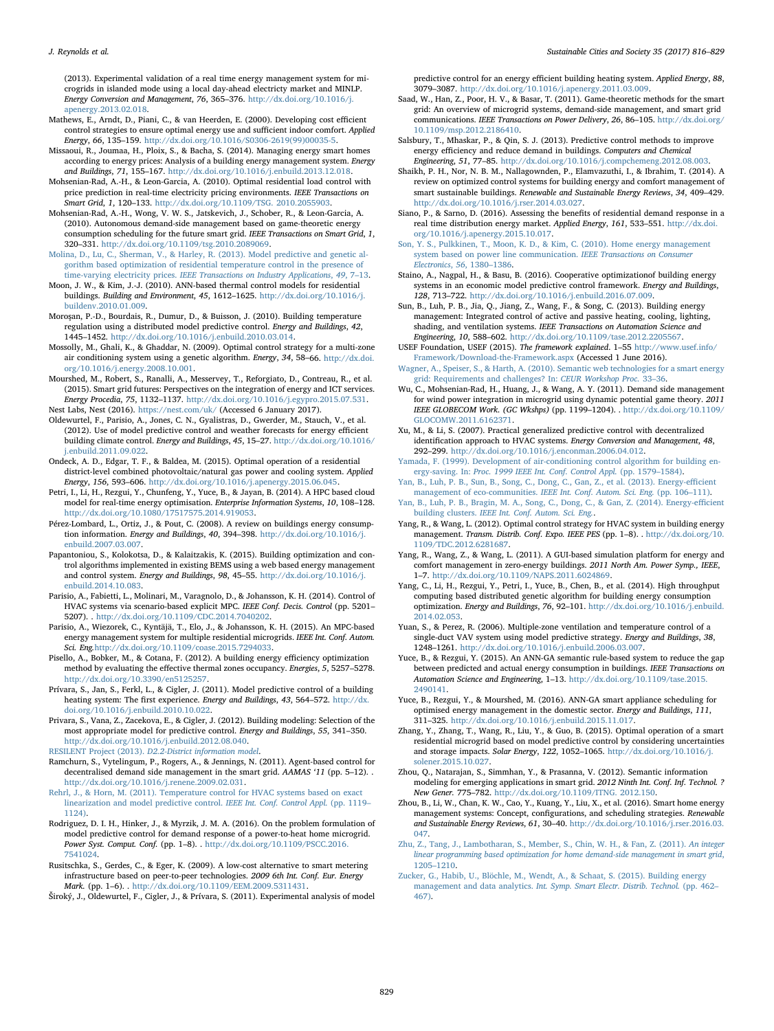(2013). Experimental validation of a real time energy management system for microgrids in islanded mode using a local day-ahead electricty market and MINLP. *Energy Conversion and Management*, *76*, 365–376. http://dx.doi.org/10.1016/j.apenergy.2013.02.018.

Mathews, E., Arndt, D., Piani, C., & van Heerden, E. (2000). Developing cost efficient control strategies to ensure optimal energy use and sufficient indoor comfort. *Applied Energy*, *66*, 135–159. http://dx.doi.org/10.1016/S0306-2619(99)00035-5.

Missaoui, R., Joumaa, H., Ploix, S., & Bacha, S. (2014). Managing energy smart homes according to energy prices: Analysis of a building energy management system. *Energy and Buildings*, *71*, 155–167. http://dx.doi.org/10.1016/j.enbuild.2013.12.018.

Mohsenian-Rad, A.-H., & Leon-Garcia, A. (2010). Optimal residential load control with price prediction in real-time electricity pricing environments. *IEEE Transactions on Smart Grid*, *1*, 120–133. http://dx.doi.org/10.1109/TSG. 2010.2055903.

Mohsenian-Rad, A.-H., Wong, V. W. S., Jatskevich, J., Schober, R., & Leon-Garcia, A. (2010). Autonomous demand-side management based on game-theoretic energy consumption scheduling for the future smart grid. *IEEE Transactions on Smart Grid*, *1*, 320–331. http://dx.doi.org/10.1109/tsg.2010.2089069.

Molina, D., Lu, C., Sherman, V., & Harley, R. (2013). Model predictive and genetic algorithm based optimization of residential temperature control in the presence of time-varying electricity prices. *IEEE Transactions on Industry Applications*, *49*, 7–13.

Moon, J. W., & Kim, J.-J. (2010). ANN-based thermal control models for residential buildings. *Building and Environment*, *45*, 1612–1625. http://dx.doi.org/10.1016/j.buildenv.2010.01.009.

Moroşan, P.-D., Bourdais, R., Dumur, D., & Buisson, J. (2010). Building temperature regulation using a distributed model predictive control. *Energy and Buildings*, *42*, 1445–1452. http://dx.doi.org/10.1016/j.enbuild.2010.03.014.

Mossolly, M., Ghali, K., & Ghaddar, N. (2009). Optimal control strategy for a multi-zone air conditioning system using a genetic algorithm. *Energy*, *34*, 58–66. http://dx.doi.org/10.1016/j.energy.2008.10.001.

Mourshed, M., Robert, S., Ranalli, A., Messervey, T., Reforgiato, D., Contreau, R., et al. (2015). Smart grid futures: Perspectives on the integration of energy and ICT services. *Energy Procedia*, *75*, 1132–1137. http://dx.doi.org/10.1016/j.egypro.2015.07.531.

Nest Labs, Nest (2016). https://nest.com/uk/ (Accessed 6 January 2017).

Oldewurtel, F., Parisio, A., Jones, C. N., Gyalistras, D., Gwerder, M., Stauch, V., et al. (2012). Use of model predictive control and weather forecasts for energy efficient building climate control. *Energy and Buildings*, *45*, 15–27. http://dx.doi.org/10.1016/j.enbuild.2011.09.022.

Ondeck, A. D., Edgar, T. F., & Baldea, M. (2015). Optimal operation of a residential district-level combined photovoltaic/natural gas power and cooling system. *Applied Energy*, *156*, 593–606. http://dx.doi.org/10.1016/j.apenergy.2015.06.045.

Petri, I., Li, H., Rezgui, Y., Chunfeng, Y., Yuce, B., & Jayan, B. (2014). A HPC based cloud model for real-time energy optimisation. *Enterprise Information Systems*, *10*, 108–128. http://dx.doi.org/10.1080/17517575.2014.919053.

Pérez-Lombard, L., Ortiz, J., & Pout, C. (2008). A review on buildings energy consumption information. *Energy and Buildings*, *40*, 394–398. http://dx.doi.org/10.1016/j.enbuild.2007.03.007.

Papantoniou, S., Kolokotsa, D., & Kalaitzakis, K. (2015). Building optimization and control algorithms implemented in existing BEMS using a web based energy management and control system. *Energy and Buildings*, *98*, 45–55. http://dx.doi.org/10.1016/j.enbuild.2014.10.083.

Parisio, A., Fabietti, L., Molinari, M., Varagnolo, D., & Johansson, K. H. (2014). Control of HVAC systems via scenario-based explicit MPC. *IEEE Conf. Decis. Control* (pp. 5201–5207). . http://dx.doi.org/10.1109/CDC.2014.7040202.

Parisio, A., Wiezorek, C., Kyntäjä, T., Elo, J., & Johansson, K. H. (2015). An MPC-based energy management system for multiple residential microgrids. *IEEE Int. Conf. Autom. Sci. Eng.*http://dx.doi.org/10.1109/coase.2015.7294033.

Pisello, A., Bobker, M., & Cotana, F. (2012). A building energy efficiency optimization method by evaluating the effective thermal zones occupancy. *Energies*, *5*, 5257–5278. http://dx.doi.org/10.3390/en5125257.

Prívara, S., Jan, S., Ferkl, L., & Cigler, J. (2011). Model predictive control of a building heating system: The first experience. *Energy and Buildings*, *43*, 564–572. http://dx.doi.org/10.1016/j.enbuild.2010.10.022.

Privara, S., Vana, Z., Zacekova, E., & Cigler, J. (2012). Building modeling: Selection of the most appropriate model for predictive control. *Energy and Buildings*, *55*, 341–350. http://dx.doi.org/10.1016/j.enbuild.2012.08.040.

RESILENT Project (2013). *D2.2-District information model*.

Ramchurn, S., Vytelingum, P., Rogers, A., & Jennings, N. (2011). Agent-based control for decentralised demand side management in the smart grid. *AAMAS '11* (pp. 5–12). . http://dx.doi.org/10.1016/j.renene.2009.02.031.

Rehrl, J., & Horn, M. (2011). Temperature control for HVAC systems based on exact linearization and model predictive control. *IEEE Int. Conf. Control Appl.* (pp. 1119–1124).

Rodriguez, D. I. H., Hinker, J., & Myrzik, J. M. A. (2016). On the problem formulation of model predictive control for demand response of a power-to-heat home microgrid. *Power Syst. Comput. Conf.* (pp. 1–8). . http://dx.doi.org/10.1109/PSCC.2016.7541024.

Rusitschka, S., Gerdes, C., & Eger, K. (2009). A low-cost alternative to smart metering infrastructure based on peer-to-peer technologies. *2009 6th Int. Conf. Eur. Energy Mark.* (pp. 1–6). . http://dx.doi.org/10.1109/EEM.2009.5311431.

Široký, J., Oldewurtel, F., Cigler, J., & Prívara, S. (2011). Experimental analysis of model predictive control for an energy efficient building heating system. *Applied Energy*, *88*, 3079–3087. http://dx.doi.org/10.1016/j.apenergy.2011.03.009.

Saad, W., Han, Z., Poor, H. V., & Basar, T. (2011). Game-theoretic methods for the smart grid: An overview of microgrid systems, demand-side management, and smart grid communications. *IEEE Transactions on Power Delivery*, *26*, 86–105. http://dx.doi.org/10.1109/msp.2012.2186410.

Salsbury, T., Mhaskar, P., & Qin, S. J. (2013). Predictive control methods to improve energy efficiency and reduce demand in buildings. *Computers and Chemical Engineering*, *51*, 77–85. http://dx.doi.org/10.1016/j.compchemeng.2012.08.003.

Shaikh, P. H., Nor, N. B. M., Nallagownden, P., Elamvazuthi, I., & Ibrahim, T. (2014). A review on optimized control systems for building energy and comfort management of smart sustainable buildings. *Renewable and Sustainable Energy Reviews*, *34*, 409–429. http://dx.doi.org/10.1016/j.rser.2014.03.027.

Siano, P., & Sarno, D. (2016). Assessing the benefits of residential demand response in a real time distribution energy market. *Applied Energy*, *161*, 533–551. http://dx.doi.org/10.1016/j.apenergy.2015.10.017.

Son, Y. S., Pulkkinen, T., Moon, K. D., & Kim, C. (2010). Home energy management system based on power line communication. *IEEE Transactions on Consumer Electronics*, *56*, 1380–1386.

Staino, A., Nagpal, H., & Basu, B. (2016). Cooperative optimizationof building energy systems in an economic model predictive control framework. *Energy and Buildings*, *128*, 713–722. http://dx.doi.org/10.1016/j.enbuild.2016.07.009.

Sun, B., Luh, P. B., Jia, Q., Jiang, Z., Wang, F., & Song, C. (2013). Building energy management: Integrated control of active and passive heating, cooling, lighting, shading, and ventilation systems. *IEEE Transactions on Automation Science and Engineering*, *10*, 588–602. http://dx.doi.org/10.1109/tase.2012.2205567.

USEF Foundation, USEF (2015). *The framework explained*. 1–55 http://www.usef.info/Framework/Download-the-Framework.aspx (Accessed 1 June 2016).

Wagner, A., Speiser, S., & Harth, A. (2010). Semantic web technologies for a smart energy grid: Requirements and challenges? In: *CEUR Workshop Proc.* 33–36.

Wu, C., Mohsenian-Rad, H., Huang, J., & Wang, A. Y. (2011). Demand side management for wind power integration in microgrid using dynamic potential game theory. *2011 IEEE GLOBECOM Work. (GC Wkshps)* (pp. 1199–1204). . http://dx.doi.org/10.1109/GLOCOMW.2011.6162371.

Xu, M., & Li, S. (2007). Practical generalized predictive control with decentralized identification approach to HVAC systems. *Energy Conversion and Management*, *48*, 292–299. http://dx.doi.org/10.1016/j.enconman.2006.04.012.

Yamada, F. (1999). Development of air-conditioning control algorithm for building energy-saving. In: *Proc. 1999 IEEE Int. Conf. Control Appl.* (pp. 1579–1584).

Yan, B., Luh, P. B., Sun, B., Song, C., Dong, C., Gan, Z., et al. (2013). Energy-efficient management of eco-communities. *IEEE Int. Conf. Autom. Sci. Eng.* (pp. 106–111).

Yan, B., Luh, P. B., Bragin, M. A., Song, C., Dong, C., & Gan, Z. (2014). Energy-efficient building clusters. *IEEE Int. Conf. Autom. Sci. Eng.*.

Yang, R., & Wang, L. (2012). Optimal control strategy for HVAC system in building energy management. *Transm. Distrib. Conf. Expo. IEEE PES* (pp. 1–8). . http://dx.doi.org/10.1109/TDC.2012.6281687.

Yang, R., Wang, Z., & Wang, L. (2011). A GUI-based simulation platform for energy and comfort management in zero-energy buildings. *2011 North Am. Power Symp., IEEE*, 1–7. http://dx.doi.org/10.1109/NAPS.2011.6024869.

Yang, C., Li, H., Rezgui, Y., Petri, I., Yuce, B., Chen, B., et al. (2014). High throughput computing based distributed genetic algorithm for building energy consumption optimization. *Energy and Buildings*, *76*, 92–101. http://dx.doi.org/10.1016/j.enbuild.2014.02.053.

Yuan, S., & Perez, R. (2006). Multiple-zone ventilation and temperature control of a single-duct VAV system using model predictive strategy. *Energy and Buildings*, *38*, 1248–1261. http://dx.doi.org/10.1016/j.enbuild.2006.03.007.

Yuce, B., & Rezgui, Y. (2015). An ANN-GA semantic rule-based system to reduce the gap between predicted and actual energy consumption in buildings. *IEEE Transactions on Automation Science and Engineering*, 1–13. http://dx.doi.org/10.1109/tase.2015.2490141.

Yuce, B., Rezgui, Y., & Mourshed, M. (2016). ANN-GA smart appliance scheduling for optimised energy management in the domestic sector. *Energy and Buildings*, *111*, 311–325. http://dx.doi.org/10.1016/j.enbuild.2015.11.017.

Zhang, Y., Zhang, T., Wang, R., Liu, Y., & Guo, B. (2015). Optimal operation of a smart residential microgrid based on model predictive control by considering uncertainties and storage impacts. *Solar Energy*, *122*, 1052–1065. http://dx.doi.org/10.1016/j.solener.2015.10.027.

Zhou, Q., Natarajan, S., Simmhan, Y., & Prasanna, V. (2012). Semantic information modeling for emerging applications in smart grid. *2012 Ninth Int. Conf. Inf. Technol. ? New Gener.* 775–782. http://dx.doi.org/10.1109/ITNG. 2012.150.

Zhou, B., Li, W., Chan, K. W., Cao, Y., Kuang, Y., Liu, X., et al. (2016). Smart home energy management systems: Concept, configurations, and scheduling strategies. *Renewable and Sustainable Energy Reviews*, *61*, 30–40. http://dx.doi.org/10.1016/j.rser.2016.03.047.

Zhu, Z., Tang, J., Lambotharan, S., Member, S., Chin, W. H., & Fan, Z. (2011). *An integer linear programming based optimization for home demand-side management in smart grid*, 1205–1210.

Zucker, G., Habib, U., Blöchle, M., Wendt, A., & Schaat, S. (2015). Building energy management and data analytics. *Int. Symp. Smart Electr. Distrib. Technol.* (pp. 462–467).